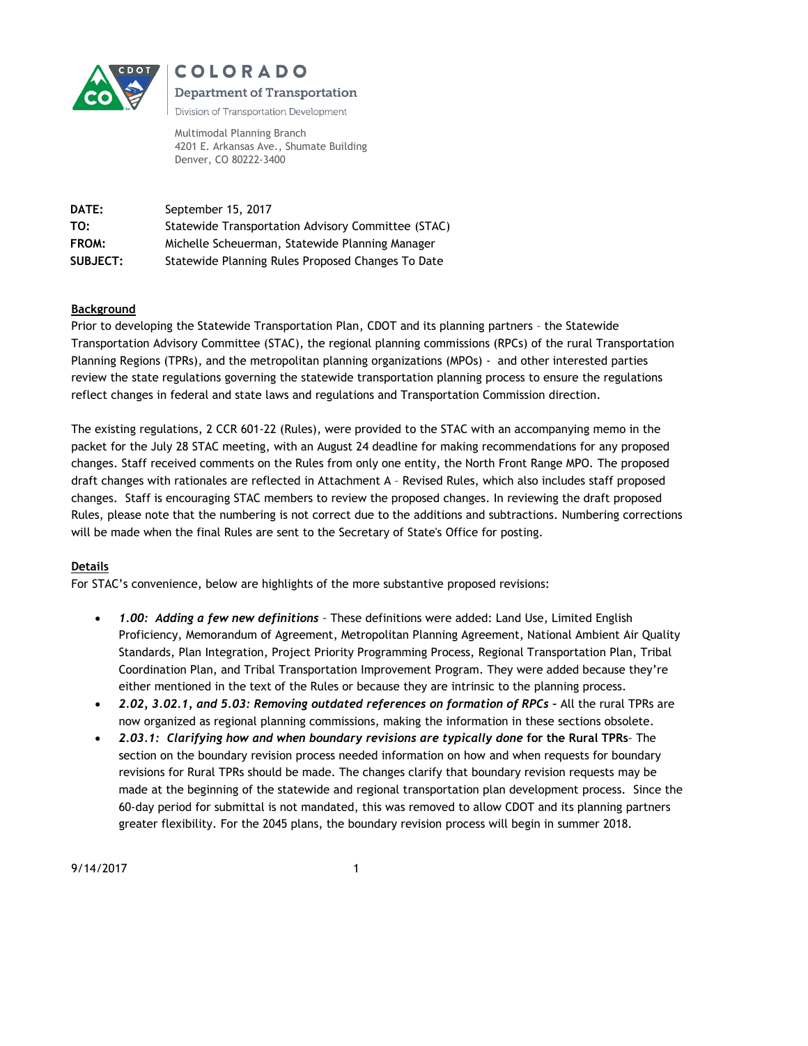COLORADO

Department of Transportation

Division of Transportation Development

Multimodal Planning Branch
4201 E. Arkansas Ave., Shumate Building
Denver, CO 80222-3400

**DATE:** September 15, 2017
**TO:** Statewide Transportation Advisory Committee (STAC)
**FROM:** Michelle Scheuerman, Statewide Planning Manager
**SUBJECT:** Statewide Planning Rules Proposed Changes To Date

**Background**

Prior to developing the Statewide Transportation Plan, CDOT and its planning partners – the Statewide Transportation Advisory Committee (STAC), the regional planning commissions (RPCs) of the rural Transportation Planning Regions (TPRs), and the metropolitan planning organizations (MPOs) - and other interested parties review the state regulations governing the statewide transportation planning process to ensure the regulations reflect changes in federal and state laws and regulations and Transportation Commission direction.

The existing regulations, 2 CCR 601-22 (Rules), were provided to the STAC with an accompanying memo in the packet for the July 28 STAC meeting, with an August 24 deadline for making recommendations for any proposed changes. Staff received comments on the Rules from only one entity, the North Front Range MPO. The proposed draft changes with rationales are reflected in Attachment A – Revised Rules, which also includes staff proposed changes. Staff is encouraging STAC members to review the proposed changes. In reviewing the draft proposed Rules, please note that the numbering is not correct due to the additions and subtractions. Numbering corrections will be made when the final Rules are sent to the Secretary of State's Office for posting.

**Details**

For STAC's convenience, below are highlights of the more substantive proposed revisions:

- ***1.00: Adding a few new definitions*** – These definitions were added: Land Use, Limited English Proficiency, Memorandum of Agreement, Metropolitan Planning Agreement, National Ambient Air Quality Standards, Plan Integration, Project Priority Programming Process, Regional Transportation Plan, Tribal Coordination Plan, and Tribal Transportation Improvement Program. They were added because they're either mentioned in the text of the Rules or because they are intrinsic to the planning process.
- ***2.02, 3.02.1, and 5.03: Removing outdated references on formation of RPCs*** – All the rural TPRs are now organized as regional planning commissions, making the information in these sections obsolete.
- ***2.03.1: Clarifying how and when boundary revisions are typically done* for the Rural TPRs**– The section on the boundary revision process needed information on how and when requests for boundary revisions for Rural TPRs should be made. The changes clarify that boundary revision requests may be made at the beginning of the statewide and regional transportation plan development process. Since the 60-day period for submittal is not mandated, this was removed to allow CDOT and its planning partners greater flexibility. For the 2045 plans, the boundary revision process will begin in summer 2018.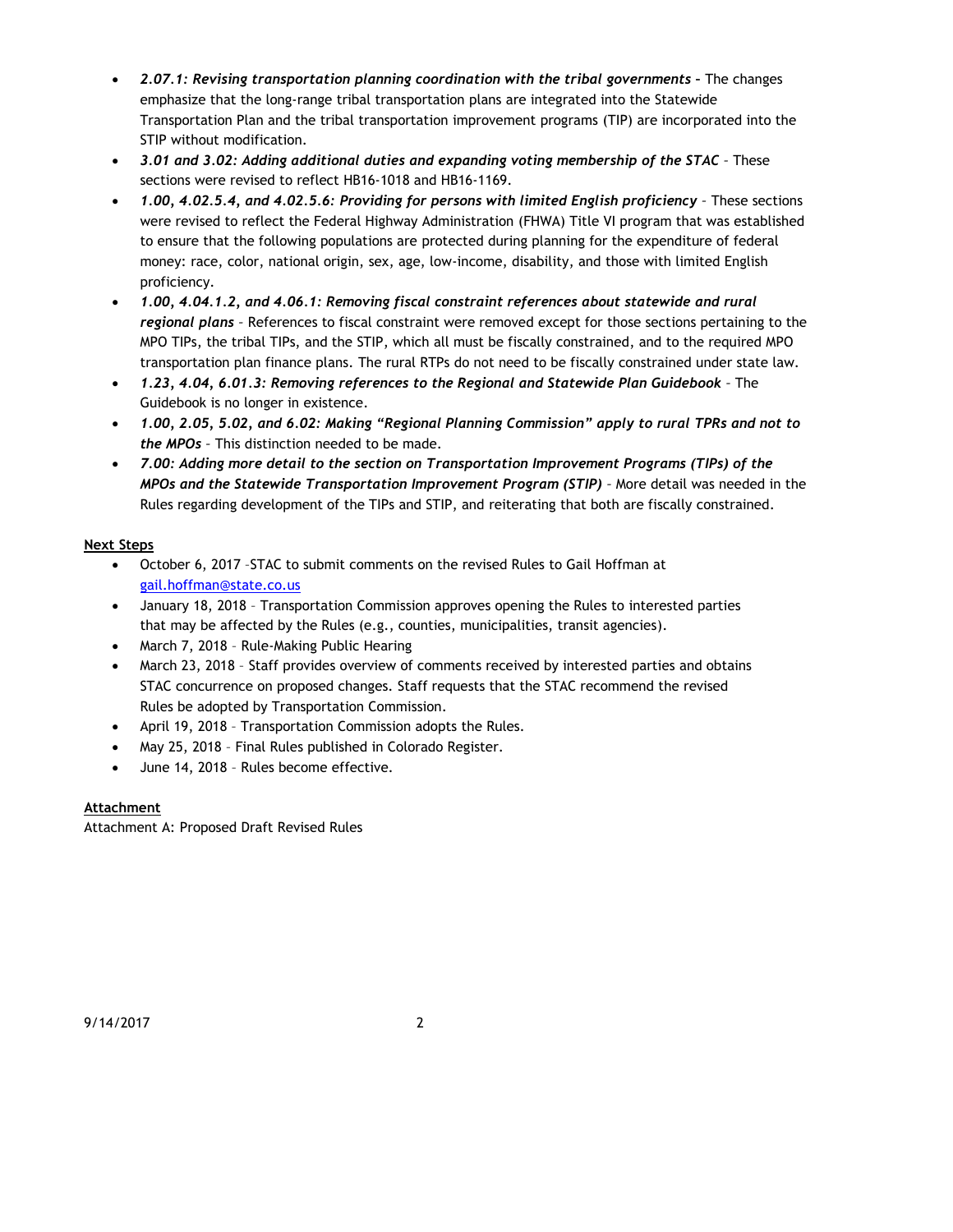- ***2.07.1: Revising transportation planning coordination with the tribal governments*** **–** The changes emphasize that the long-range tribal transportation plans are integrated into the Statewide Transportation Plan and the tribal transportation improvement programs (TIP) are incorporated into the STIP without modification.
- ***3.01 and 3.02: Adding additional duties and expanding voting membership of the STAC*** – These sections were revised to reflect HB16-1018 and HB16-1169.
- ***1.00, 4.02.5.4, and 4.02.5.6: Providing for persons with limited English proficiency*** – These sections were revised to reflect the Federal Highway Administration (FHWA) Title VI program that was established to ensure that the following populations are protected during planning for the expenditure of federal money: race, color, national origin, sex, age, low-income, disability, and those with limited English proficiency.
- ***1.00, 4.04.1.2, and 4.06.1: Removing fiscal constraint references about statewide and rural regional plans*** – References to fiscal constraint were removed except for those sections pertaining to the MPO TIPs, the tribal TIPs, and the STIP, which all must be fiscally constrained, and to the required MPO transportation plan finance plans. The rural RTPs do not need to be fiscally constrained under state law.
- ***1.23, 4.04, 6.01.3: Removing references to the Regional and Statewide Plan Guidebook*** – The Guidebook is no longer in existence.
- ***1.00, 2.05, 5.02, and 6.02: Making "Regional Planning Commission" apply to rural TPRs and not to the MPOs*** – This distinction needed to be made.
- ***7.00: Adding more detail to the section on Transportation Improvement Programs (TIPs) of the MPOs and the Statewide Transportation Improvement Program (STIP)*** – More detail was needed in the Rules regarding development of the TIPs and STIP, and reiterating that both are fiscally constrained.

**Next Steps**

- October 6, 2017 –STAC to submit comments on the revised Rules to Gail Hoffman at gail.hoffman@state.co.us
- January 18, 2018 – Transportation Commission approves opening the Rules to interested parties that may be affected by the Rules (e.g., counties, municipalities, transit agencies).
- March 7, 2018 – Rule-Making Public Hearing
- March 23, 2018 – Staff provides overview of comments received by interested parties and obtains STAC concurrence on proposed changes. Staff requests that the STAC recommend the revised Rules be adopted by Transportation Commission.
- April 19, 2018 – Transportation Commission adopts the Rules.
- May 25, 2018 – Final Rules published in Colorado Register.
- June 14, 2018 – Rules become effective.

**Attachment**

Attachment A: Proposed Draft Revised Rules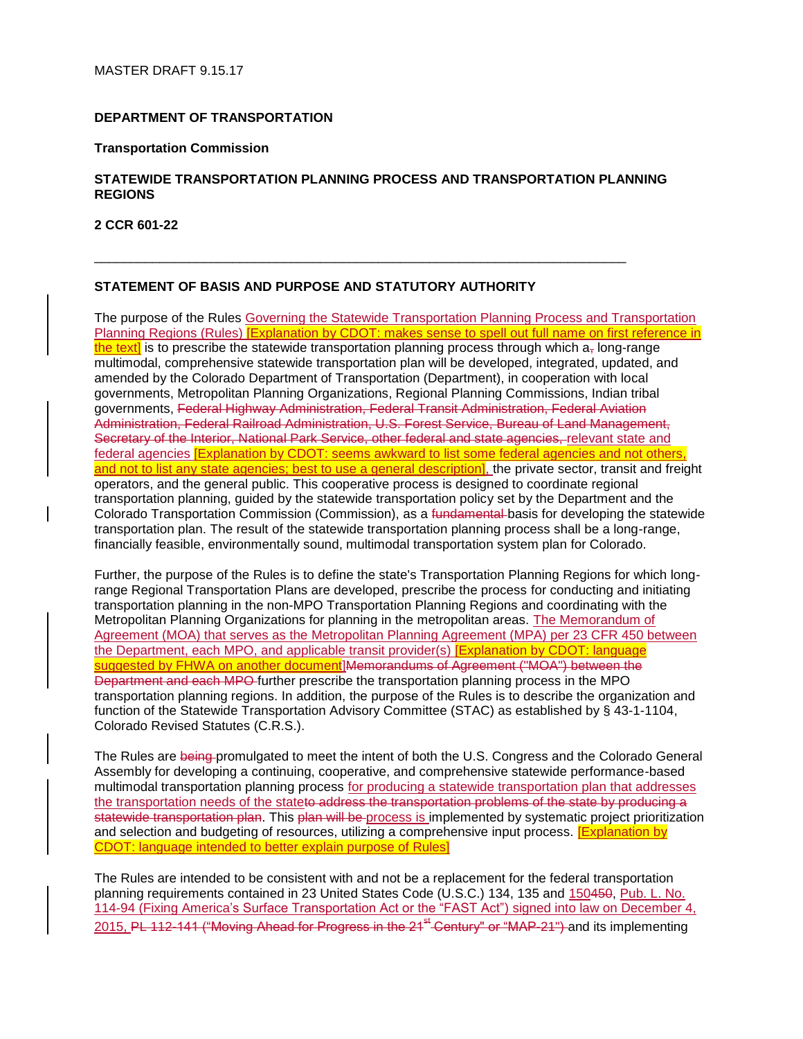MASTER DRAFT 9.15.17

**DEPARTMENT OF TRANSPORTATION**

**Transportation Commission**

**STATEWIDE TRANSPORTATION PLANNING PROCESS AND TRANSPORTATION PLANNING REGIONS**

**2 CCR 601-22**

---

**STATEMENT OF BASIS AND PURPOSE AND STATUTORY AUTHORITY**

The purpose of the Rules Governing the Statewide Transportation Planning Process and Transportation Planning Regions (Rules) [Explanation by CDOT: makes sense to spell out full name on first reference in the text] is to prescribe the statewide transportation planning process through which a~~,~~ long-range multimodal, comprehensive statewide transportation plan will be developed, integrated, updated, and amended by the Colorado Department of Transportation (Department), in cooperation with local governments, Metropolitan Planning Organizations, Regional Planning Commissions, Indian tribal governments, ~~Federal Highway Administration, Federal Transit Administration, Federal Aviation Administration, Federal Railroad Administration, U.S. Forest Service, Bureau of Land Management, Secretary of the Interior, National Park Service, other federal and state agencies,~~ relevant state and federal agencies [Explanation by CDOT: seems awkward to list some federal agencies and not others, and not to list any state agencies; best to use a general description], the private sector, transit and freight operators, and the general public. This cooperative process is designed to coordinate regional transportation planning, guided by the statewide transportation policy set by the Department and the Colorado Transportation Commission (Commission), as a ~~fundamental~~ basis for developing the statewide transportation plan. The result of the statewide transportation planning process shall be a long-range, financially feasible, environmentally sound, multimodal transportation system plan for Colorado.

Further, the purpose of the Rules is to define the state's Transportation Planning Regions for which long-range Regional Transportation Plans are developed, prescribe the process for conducting and initiating transportation planning in the non-MPO Transportation Planning Regions and coordinating with the Metropolitan Planning Organizations for planning in the metropolitan areas. The Memorandum of Agreement (MOA) that serves as the Metropolitan Planning Agreement (MPA) per 23 CFR 450 between the Department, each MPO, and applicable transit provider(s) [Explanation by CDOT: language suggested by FHWA on another document]~~Memorandums of Agreement ("MOA") between the Department and each MPO~~ further prescribe the transportation planning process in the MPO transportation planning regions. In addition, the purpose of the Rules is to describe the organization and function of the Statewide Transportation Advisory Committee (STAC) as established by § 43-1-1104, Colorado Revised Statutes (C.R.S.).

The Rules are ~~being~~ promulgated to meet the intent of both the U.S. Congress and the Colorado General Assembly for developing a continuing, cooperative, and comprehensive statewide performance-based multimodal transportation planning process for producing a statewide transportation plan that addresses the transportation needs of the state~~to address the transportation problems of the state by producing a statewide transportation plan~~. This ~~plan will be~~ process is implemented by systematic project prioritization and selection and budgeting of resources, utilizing a comprehensive input process. [Explanation by CDOT: language intended to better explain purpose of Rules]

The Rules are intended to be consistent with and not be a replacement for the federal transportation planning requirements contained in 23 United States Code (U.S.C.) 134, 135 and 150~~450~~, Pub. L. No. 114-94 (Fixing America's Surface Transportation Act or the "FAST Act") signed into law on December 4, 2015, ~~PL 112-141 ("Moving Ahead for Progress in the 21st Century" or "MAP-21")~~ and its implementing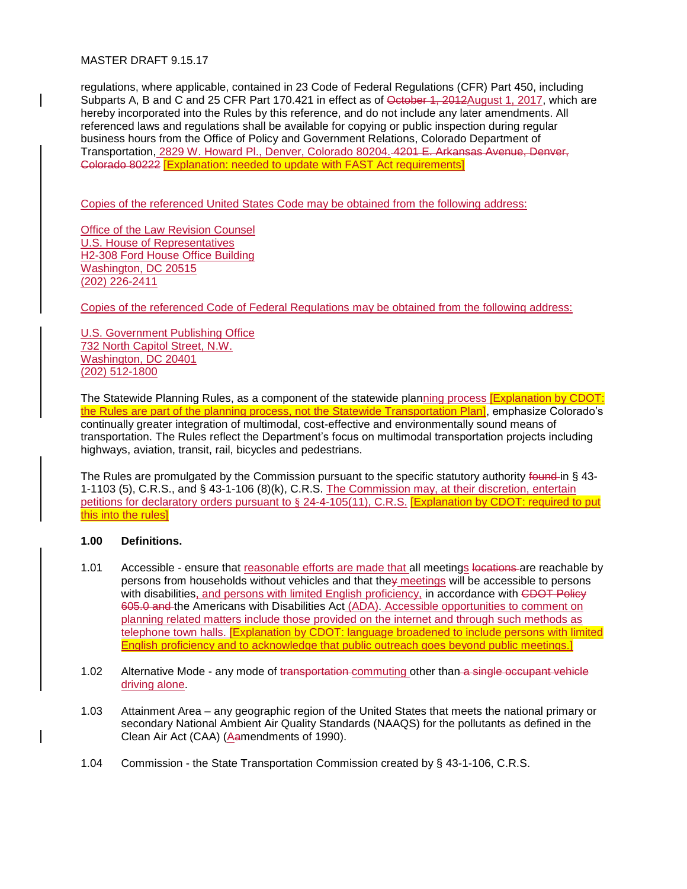regulations, where applicable, contained in 23 Code of Federal Regulations (CFR) Part 450, including Subparts A, B and C and 25 CFR Part 170.421 in effect as of ~~October 1, 2012~~August 1, 2017, which are hereby incorporated into the Rules by this reference, and do not include any later amendments. All referenced laws and regulations shall be available for copying or public inspection during regular business hours from the Office of Policy and Government Relations, Colorado Department of Transportation, 2829 W. Howard Pl., Denver, Colorado 80204. ~~4201 E. Arkansas Avenue, Denver, Colorado 80222~~ [Explanation: needed to update with FAST Act requirements]

Copies of the referenced United States Code may be obtained from the following address:

Office of the Law Revision Counsel
U.S. House of Representatives
H2-308 Ford House Office Building
Washington, DC 20515
(202) 226-2411

Copies of the referenced Code of Federal Regulations may be obtained from the following address:

U.S. Government Publishing Office
732 North Capitol Street, N.W.
Washington, DC 20401
(202) 512-1800

The Statewide Planning Rules, as a component of the statewide planning process [Explanation by CDOT: the Rules are part of the planning process, not the Statewide Transportation Plan], emphasize Colorado's continually greater integration of multimodal, cost-effective and environmentally sound means of transportation. The Rules reflect the Department's focus on multimodal transportation projects including highways, aviation, transit, rail, bicycles and pedestrians.

The Rules are promulgated by the Commission pursuant to the specific statutory authority ~~found~~ in § 43-1-1103 (5), C.R.S., and § 43-1-106 (8)(k), C.R.S. The Commission may, at their discretion, entertain petitions for declaratory orders pursuant to § 24-4-105(11), C.R.S. [Explanation by CDOT: required to put this into the rules]

**1.00 Definitions.**

1.01 Accessible - ensure that reasonable efforts are made that all meetings ~~locations~~ are reachable by persons from households without vehicles and that the~~y~~ meetings will be accessible to persons with disabilities, and persons with limited English proficiency, in accordance with ~~CDOT Policy 605.0 and~~ the Americans with Disabilities Act (ADA). Accessible opportunities to comment on planning related matters include those provided on the internet and through such methods as telephone town halls. [Explanation by CDOT: language broadened to include persons with limited English proficiency and to acknowledge that public outreach goes beyond public meetings.]

1.02 Alternative Mode - any mode of ~~transportation~~ commuting other than ~~a single occupant vehicle~~ driving alone.

1.03 Attainment Area – any geographic region of the United States that meets the national primary or secondary National Ambient Air Quality Standards (NAAQS) for the pollutants as defined in the Clean Air Act (CAA) (A~~a~~mendments of 1990).

1.04 Commission - the State Transportation Commission created by § 43-1-106, C.R.S.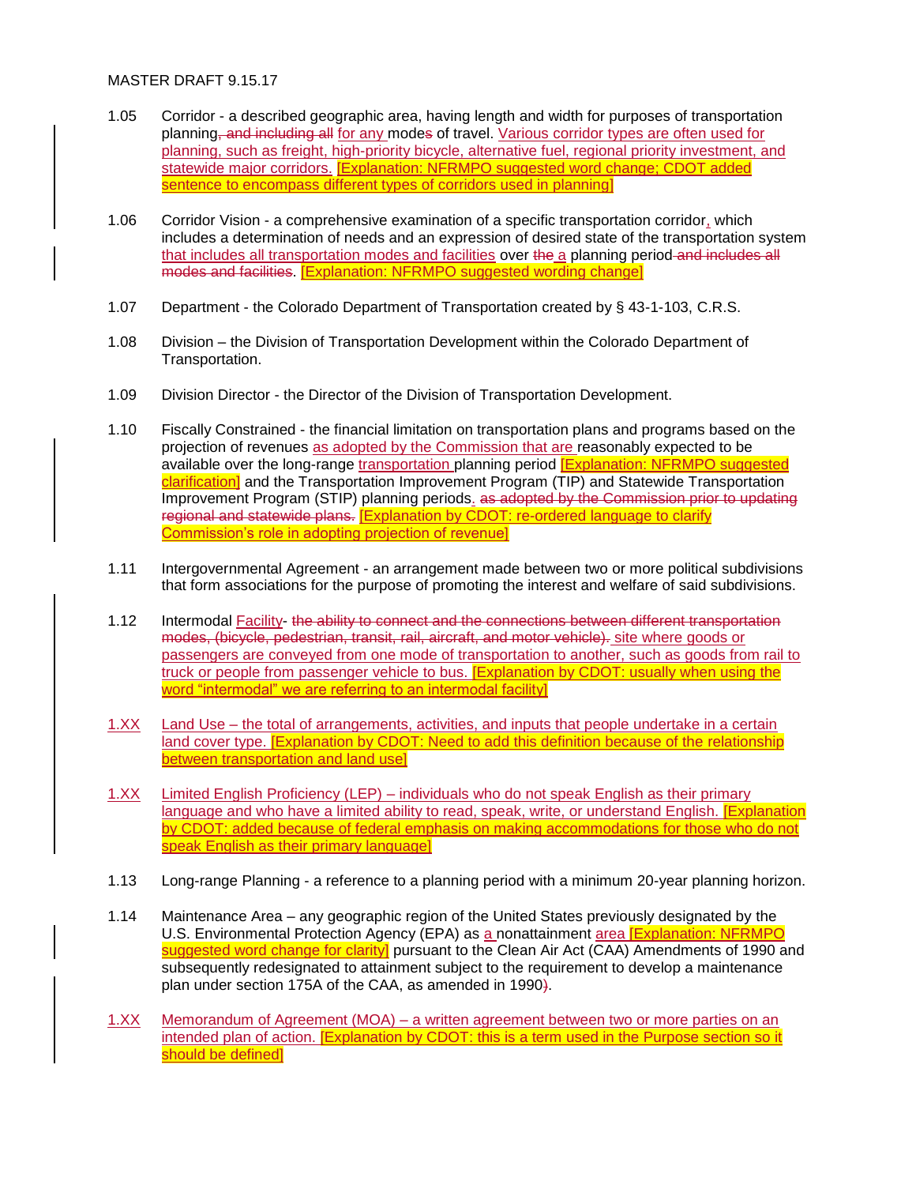MASTER DRAFT 9.15.17

1.05 Corridor - a described geographic area, having length and width for purposes of transportation planning, and including all for any modes of travel. Various corridor types are often used for planning, such as freight, high-priority bicycle, alternative fuel, regional priority investment, and statewide major corridors. [Explanation: NFRMPO suggested word change; CDOT added sentence to encompass different types of corridors used in planning]

1.06 Corridor Vision - a comprehensive examination of a specific transportation corridor, which includes a determination of needs and an expression of desired state of the transportation system that includes all transportation modes and facilities over the a planning period and includes all modes and facilities. [Explanation: NFRMPO suggested wording change]

1.07 Department - the Colorado Department of Transportation created by § 43-1-103, C.R.S.

1.08 Division – the Division of Transportation Development within the Colorado Department of Transportation.

1.09 Division Director - the Director of the Division of Transportation Development.

1.10 Fiscally Constrained - the financial limitation on transportation plans and programs based on the projection of revenues as adopted by the Commission that are reasonably expected to be available over the long-range transportation planning period [Explanation: NFRMPO suggested clarification] and the Transportation Improvement Program (TIP) and Statewide Transportation Improvement Program (STIP) planning periods. as adopted by the Commission prior to updating regional and statewide plans. [Explanation by CDOT: re-ordered language to clarify Commission's role in adopting projection of revenue]

1.11 Intergovernmental Agreement - an arrangement made between two or more political subdivisions that form associations for the purpose of promoting the interest and welfare of said subdivisions.

1.12 Intermodal Facility- the ability to connect and the connections between different transportation modes, (bicycle, pedestrian, transit, rail, aircraft, and motor vehicle). site where goods or passengers are conveyed from one mode of transportation to another, such as goods from rail to truck or people from passenger vehicle to bus. [Explanation by CDOT: usually when using the word "intermodal" we are referring to an intermodal facility]

1.XX Land Use – the total of arrangements, activities, and inputs that people undertake in a certain land cover type. [Explanation by CDOT: Need to add this definition because of the relationship between transportation and land use]

1.XX Limited English Proficiency (LEP) – individuals who do not speak English as their primary language and who have a limited ability to read, speak, write, or understand English. [Explanation by CDOT: added because of federal emphasis on making accommodations for those who do not speak English as their primary language]

1.13 Long-range Planning - a reference to a planning period with a minimum 20-year planning horizon.

1.14 Maintenance Area – any geographic region of the United States previously designated by the U.S. Environmental Protection Agency (EPA) as a nonattainment area [Explanation: NFRMPO suggested word change for clarity] pursuant to the Clean Air Act (CAA) Amendments of 1990 and subsequently redesignated to attainment subject to the requirement to develop a maintenance plan under section 175A of the CAA, as amended in 1990).

1.XX Memorandum of Agreement (MOA) – a written agreement between two or more parties on an intended plan of action. [Explanation by CDOT: this is a term used in the Purpose section so it should be defined]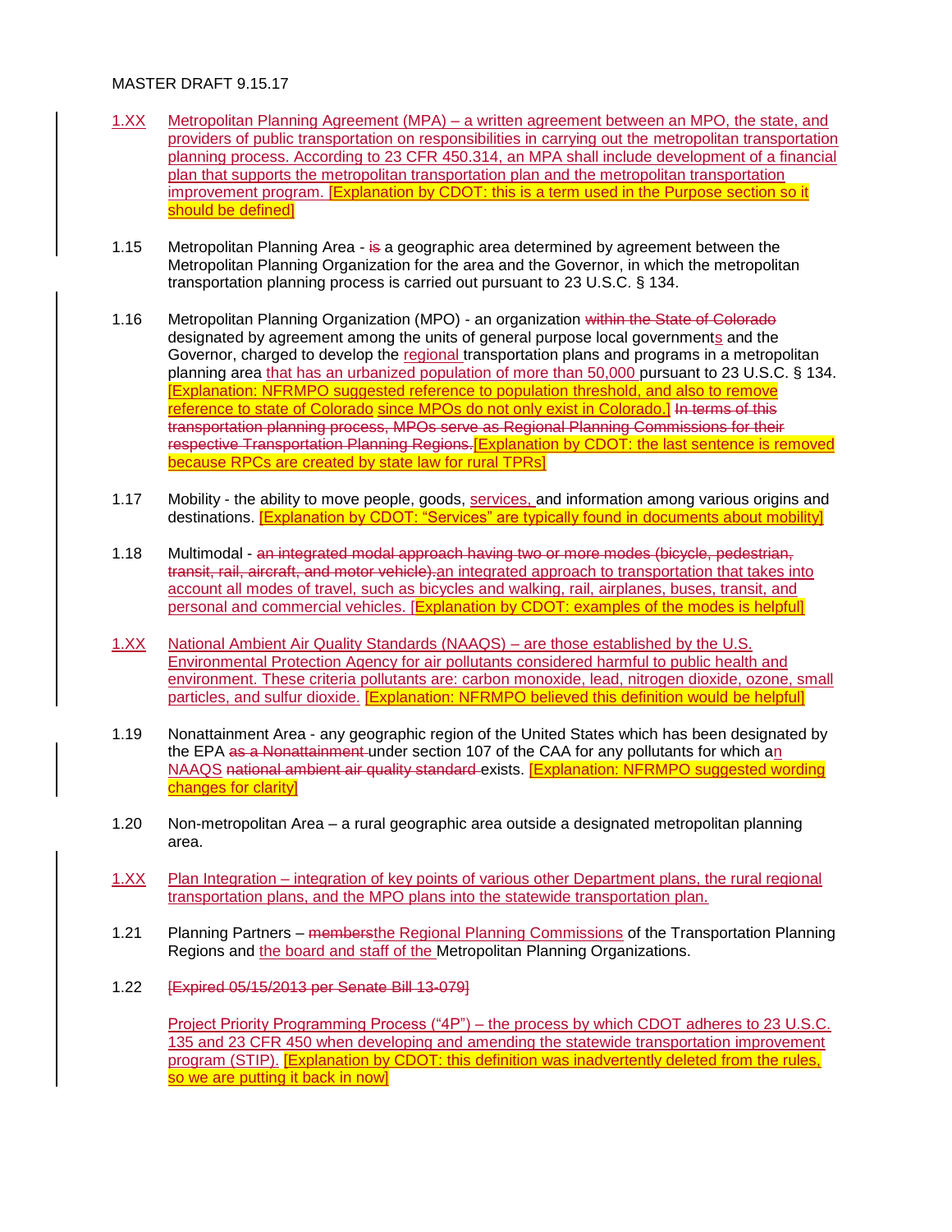MASTER DRAFT 9.15.17

1.XX Metropolitan Planning Agreement (MPA) – a written agreement between an MPO, the state, and providers of public transportation on responsibilities in carrying out the metropolitan transportation planning process. According to 23 CFR 450.314, an MPA shall include development of a financial plan that supports the metropolitan transportation plan and the metropolitan transportation improvement program. [Explanation by CDOT: this is a term used in the Purpose section so it should be defined]

1.15 Metropolitan Planning Area - ~~is~~ a geographic area determined by agreement between the Metropolitan Planning Organization for the area and the Governor, in which the metropolitan transportation planning process is carried out pursuant to 23 U.S.C. § 134.

1.16 Metropolitan Planning Organization (MPO) - an organization ~~within the State of Colorado~~ designated by agreement among the units of general purpose local governments and the Governor, charged to develop the regional transportation plans and programs in a metropolitan planning area that has an urbanized population of more than 50,000 pursuant to 23 U.S.C. § 134. [Explanation: NFRMPO suggested reference to population threshold, and also to remove reference to state of Colorado since MPOs do not only exist in Colorado.] ~~In terms of this transportation planning process, MPOs serve as Regional Planning Commissions for their respective Transportation Planning Regions.~~ [Explanation by CDOT: the last sentence is removed because RPCs are created by state law for rural TPRs]

1.17 Mobility - the ability to move people, goods, services, and information among various origins and destinations. [Explanation by CDOT: "Services" are typically found in documents about mobility]

1.18 Multimodal - ~~an integrated modal approach having two or more modes (bicycle, pedestrian, transit, rail, aircraft, and motor vehicle).~~ an integrated approach to transportation that takes into account all modes of travel, such as bicycles and walking, rail, airplanes, buses, transit, and personal and commercial vehicles. [Explanation by CDOT: examples of the modes is helpful]

1.XX National Ambient Air Quality Standards (NAAQS) – are those established by the U.S. Environmental Protection Agency for air pollutants considered harmful to public health and environment. These criteria pollutants are: carbon monoxide, lead, nitrogen dioxide, ozone, small particles, and sulfur dioxide. [Explanation: NFRMPO believed this definition would be helpful]

1.19 Nonattainment Area - any geographic region of the United States which has been designated by the EPA ~~as a Nonattainment~~ under section 107 of the CAA for any pollutants for which an NAAQS ~~national ambient air quality standard~~ exists. [Explanation: NFRMPO suggested wording changes for clarity]

1.20 Non-metropolitan Area – a rural geographic area outside a designated metropolitan planning area.

1.XX Plan Integration – integration of key points of various other Department plans, the rural regional transportation plans, and the MPO plans into the statewide transportation plan.

1.21 Planning Partners – ~~members~~the Regional Planning Commissions of the Transportation Planning Regions and the board and staff of the Metropolitan Planning Organizations.

1.22 ~~[Expired 05/15/2013 per Senate Bill 13-079]~~

Project Priority Programming Process ("4P") – the process by which CDOT adheres to 23 U.S.C. 135 and 23 CFR 450 when developing and amending the statewide transportation improvement program (STIP). [Explanation by CDOT: this definition was inadvertently deleted from the rules, so we are putting it back in now]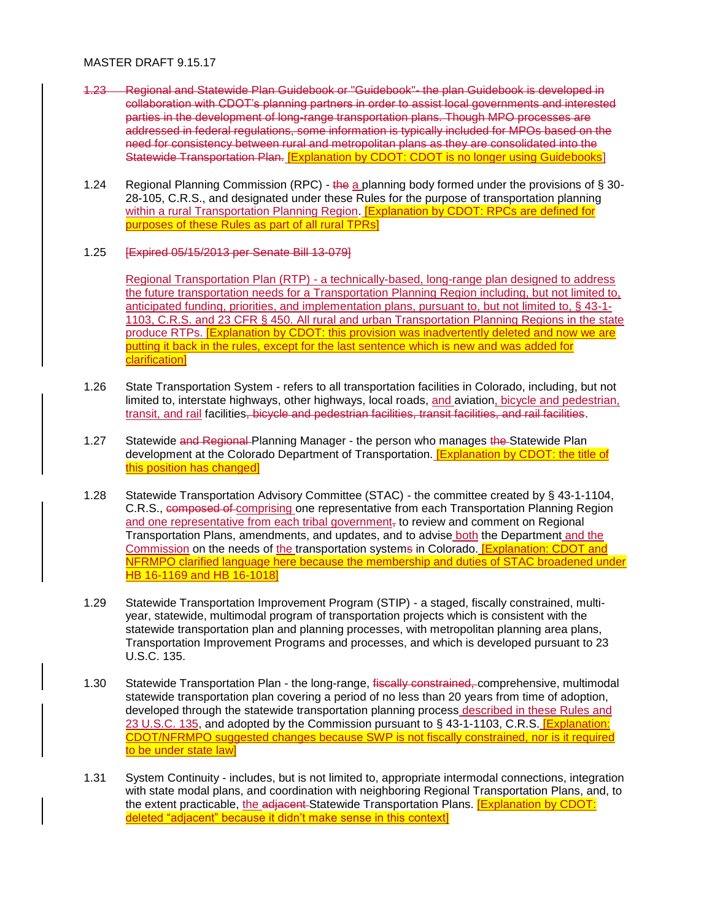~~1.23 Regional and Statewide Plan Guidebook or "Guidebook"- the plan Guidebook is developed in collaboration with CDOT's planning partners in order to assist local governments and interested parties in the development of long-range transportation plans. Though MPO processes are addressed in federal regulations, some information is typically included for MPOs based on the need for consistency between rural and metropolitan plans as they are consolidated into the Statewide Transportation Plan.~~ [Explanation by CDOT: CDOT is no longer using Guidebooks]

1.24 Regional Planning Commission (RPC) - ~~the~~ a planning body formed under the provisions of § 30-28-105, C.R.S., and designated under these Rules for the purpose of transportation planning within a rural Transportation Planning Region. [Explanation by CDOT: RPCs are defined for purposes of these Rules as part of all rural TPRs]

1.25 ~~[Expired 05/15/2013 per Senate Bill 13-079]~~

Regional Transportation Plan (RTP) - a technically-based, long-range plan designed to address the future transportation needs for a Transportation Planning Region including, but not limited to, anticipated funding, priorities, and implementation plans, pursuant to, but not limited to, § 43-1-1103, C.R.S. and 23 CFR § 450. All rural and urban Transportation Planning Regions in the state produce RTPs. [Explanation by CDOT: this provision was inadvertently deleted and now we are putting it back in the rules, except for the last sentence which is new and was added for clarification]

1.26 State Transportation System - refers to all transportation facilities in Colorado, including, but not limited to, interstate highways, other highways, local roads, and aviation, bicycle and pedestrian, transit, and rail facilities~~, bicycle and pedestrian facilities, transit facilities, and rail facilities~~.

1.27 Statewide ~~and Regional~~ Planning Manager - the person who manages ~~the~~ Statewide Plan development at the Colorado Department of Transportation. [Explanation by CDOT: the title of this position has changed]

1.28 Statewide Transportation Advisory Committee (STAC) - the committee created by § 43-1-1104, C.R.S., ~~composed of~~ comprising one representative from each Transportation Planning Region and one representative from each tribal government~~,~~ to review and comment on Regional Transportation Plans, amendments, and updates, and to advise both the Department and the Commission on the needs of the transportation system~~s~~ in Colorado. [Explanation: CDOT and NFRMPO clarified language here because the membership and duties of STAC broadened under HB 16-1169 and HB 16-1018]

1.29 Statewide Transportation Improvement Program (STIP) - a staged, fiscally constrained, multi-year, statewide, multimodal program of transportation projects which is consistent with the statewide transportation plan and planning processes, with metropolitan planning area plans, Transportation Improvement Programs and processes, and which is developed pursuant to 23 U.S.C. 135.

1.30 Statewide Transportation Plan - the long-range, ~~fiscally constrained,~~ comprehensive, multimodal statewide transportation plan covering a period of no less than 20 years from time of adoption, developed through the statewide transportation planning process described in these Rules and 23 U.S.C. 135, and adopted by the Commission pursuant to § 43-1-1103, C.R.S. [Explanation: CDOT/NFRMPO suggested changes because SWP is not fiscally constrained, nor is it required to be under state law]

1.31 System Continuity - includes, but is not limited to, appropriate intermodal connections, integration with state modal plans, and coordination with neighboring Regional Transportation Plans, and, to the extent practicable, the ~~adjacent~~ Statewide Transportation Plans. [Explanation by CDOT: deleted "adjacent" because it didn't make sense in this context]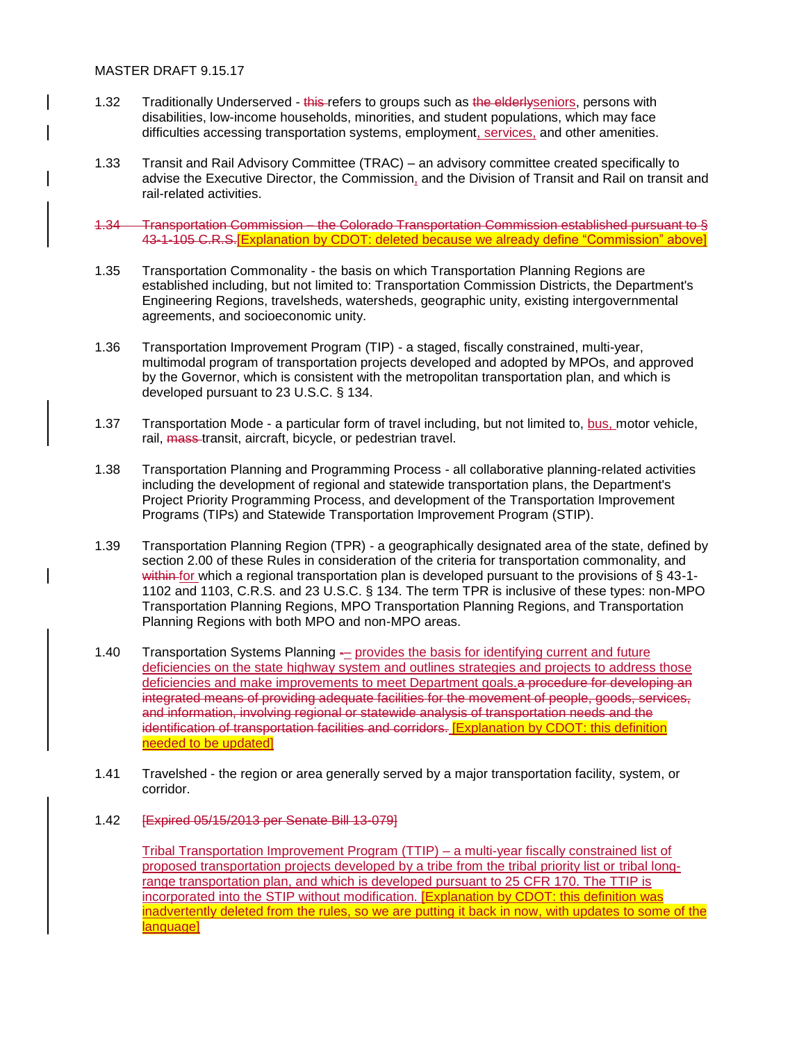MASTER DRAFT 9.15.17

1.32 Traditionally Underserved - ~~this~~ refers to groups such as ~~the elderly~~seniors, persons with disabilities, low-income households, minorities, and student populations, which may face difficulties accessing transportation systems, employment, services, and other amenities.

1.33 Transit and Rail Advisory Committee (TRAC) – an advisory committee created specifically to advise the Executive Director, the Commission, and the Division of Transit and Rail on transit and rail-related activities.

~~1.34 Transportation Commission – the Colorado Transportation Commission established pursuant to § 43-1-105 C.R.S.~~[Explanation by CDOT: deleted because we already define "Commission" above]

1.35 Transportation Commonality - the basis on which Transportation Planning Regions are established including, but not limited to: Transportation Commission Districts, the Department's Engineering Regions, travelsheds, watersheds, geographic unity, existing intergovernmental agreements, and socioeconomic unity.

1.36 Transportation Improvement Program (TIP) - a staged, fiscally constrained, multi-year, multimodal program of transportation projects developed and adopted by MPOs, and approved by the Governor, which is consistent with the metropolitan transportation plan, and which is developed pursuant to 23 U.S.C. § 134.

1.37 Transportation Mode - a particular form of travel including, but not limited to, bus, motor vehicle, rail, ~~mass~~ transit, aircraft, bicycle, or pedestrian travel.

1.38 Transportation Planning and Programming Process - all collaborative planning-related activities including the development of regional and statewide transportation plans, the Department's Project Priority Programming Process, and development of the Transportation Improvement Programs (TIPs) and Statewide Transportation Improvement Program (STIP).

1.39 Transportation Planning Region (TPR) - a geographically designated area of the state, defined by section 2.00 of these Rules in consideration of the criteria for transportation commonality, and ~~within~~ for which a regional transportation plan is developed pursuant to the provisions of § 43-1-1102 and 1103, C.R.S. and 23 U.S.C. § 134. The term TPR is inclusive of these types: non-MPO Transportation Planning Regions, MPO Transportation Planning Regions, and Transportation Planning Regions with both MPO and non-MPO areas.

1.40 Transportation Systems Planning ~~-~~– provides the basis for identifying current and future deficiencies on the state highway system and outlines strategies and projects to address those deficiencies and make improvements to meet Department goals.~~a procedure for developing an integrated means of providing adequate facilities for the movement of people, goods, services, and information, involving regional or statewide analysis of transportation needs and the identification of transportation facilities and corridors.~~ [Explanation by CDOT: this definition needed to be updated]

1.41 Travelshed - the region or area generally served by a major transportation facility, system, or corridor.

1.42 ~~[Expired 05/15/2013 per Senate Bill 13-079]~~

Tribal Transportation Improvement Program (TTIP) – a multi-year fiscally constrained list of proposed transportation projects developed by a tribe from the tribal priority list or tribal long-range transportation plan, and which is developed pursuant to 25 CFR 170. The TTIP is incorporated into the STIP without modification. [Explanation by CDOT: this definition was inadvertently deleted from the rules, so we are putting it back in now, with updates to some of the language]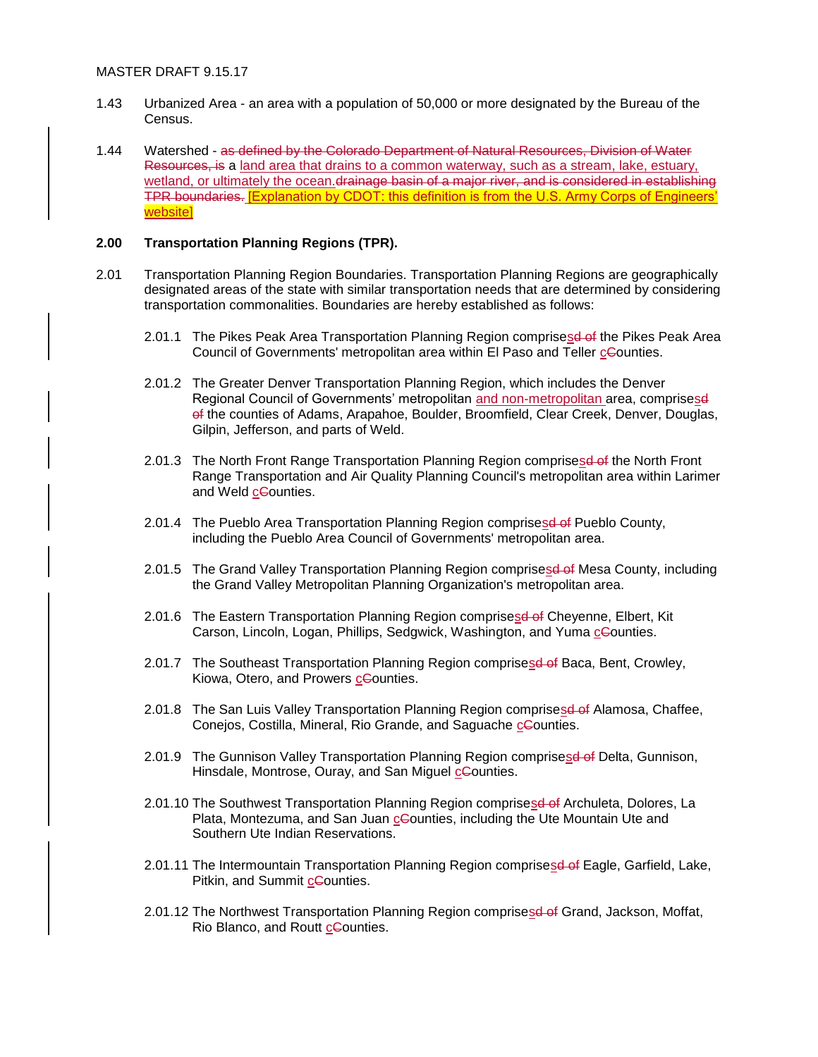1.43 Urbanized Area - an area with a population of 50,000 or more designated by the Bureau of the Census.

1.44 Watershed - ~~as defined by the Colorado Department of Natural Resources, Division of Water Resources, is~~ a <u>land area that drains to a common waterway, such as a stream, lake, estuary, wetland, or ultimately the ocean.</u>~~drainage basin of a major river, and is considered in establishing TPR boundaries.~~ <u>[Explanation by CDOT: this definition is from the U.S. Army Corps of Engineers' website]</u>

## 2.00 Transportation Planning Regions (TPR).

2.01 Transportation Planning Region Boundaries. Transportation Planning Regions are geographically designated areas of the state with similar transportation needs that are determined by considering transportation commonalities. Boundaries are hereby established as follows:

2.01.1 The Pikes Peak Area Transportation Planning Region comprise<u>s</u>~~d of~~ the Pikes Peak Area Council of Governments' metropolitan area within El Paso and Teller <u>c</u>~~C~~ounties.

2.01.2 The Greater Denver Transportation Planning Region, which includes the Denver Regional Council of Governments' metropolitan <u>and non-metropolitan</u> area, comprise<u>s</u>~~d of~~ the counties of Adams, Arapahoe, Boulder, Broomfield, Clear Creek, Denver, Douglas, Gilpin, Jefferson, and parts of Weld.

2.01.3 The North Front Range Transportation Planning Region comprise<u>s</u>~~d of~~ the North Front Range Transportation and Air Quality Planning Council's metropolitan area within Larimer and Weld <u>c</u>~~C~~ounties.

2.01.4 The Pueblo Area Transportation Planning Region comprise<u>s</u>~~d of~~ Pueblo County, including the Pueblo Area Council of Governments' metropolitan area.

2.01.5 The Grand Valley Transportation Planning Region comprise<u>s</u>~~d of~~ Mesa County, including the Grand Valley Metropolitan Planning Organization's metropolitan area.

2.01.6 The Eastern Transportation Planning Region comprise<u>s</u>~~d of~~ Cheyenne, Elbert, Kit Carson, Lincoln, Logan, Phillips, Sedgwick, Washington, and Yuma <u>c</u>~~C~~ounties.

2.01.7 The Southeast Transportation Planning Region comprise<u>s</u>~~d of~~ Baca, Bent, Crowley, Kiowa, Otero, and Prowers <u>c</u>~~C~~ounties.

2.01.8 The San Luis Valley Transportation Planning Region comprise<u>s</u>~~d of~~ Alamosa, Chaffee, Conejos, Costilla, Mineral, Rio Grande, and Saguache <u>c</u>~~C~~ounties.

2.01.9 The Gunnison Valley Transportation Planning Region comprise<u>s</u>~~d of~~ Delta, Gunnison, Hinsdale, Montrose, Ouray, and San Miguel <u>c</u>~~C~~ounties.

2.01.10 The Southwest Transportation Planning Region comprise<u>s</u>~~d of~~ Archuleta, Dolores, La Plata, Montezuma, and San Juan <u>c</u>~~C~~ounties, including the Ute Mountain Ute and Southern Ute Indian Reservations.

2.01.11 The Intermountain Transportation Planning Region comprise<u>s</u>~~d of~~ Eagle, Garfield, Lake, Pitkin, and Summit <u>c</u>~~C~~ounties.

2.01.12 The Northwest Transportation Planning Region comprise<u>s</u>~~d of~~ Grand, Jackson, Moffat, Rio Blanco, and Routt <u>c</u>~~C~~ounties.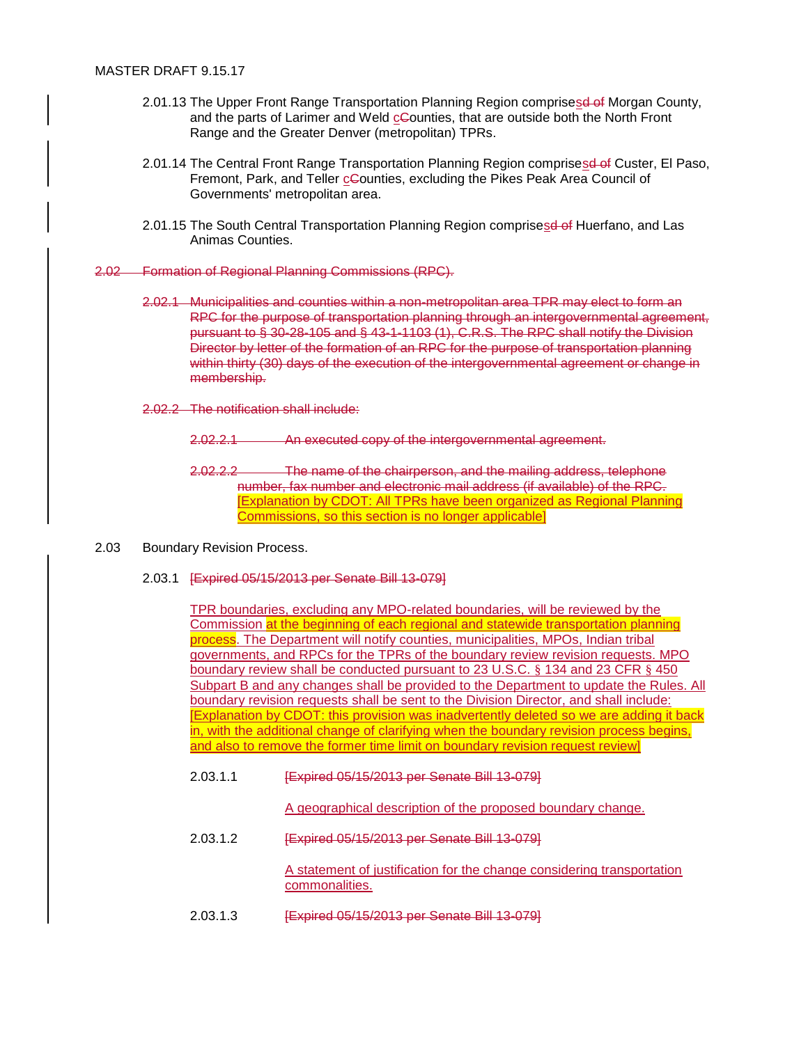2.01.13 The Upper Front Range Transportation Planning Region comprisesd of Morgan County, and the parts of Larimer and Weld cCounties, that are outside both the North Front Range and the Greater Denver (metropolitan) TPRs.

2.01.14 The Central Front Range Transportation Planning Region comprisesd of Custer, El Paso, Fremont, Park, and Teller cCounties, excluding the Pikes Peak Area Council of Governments' metropolitan area.

2.01.15 The South Central Transportation Planning Region comprisesd of Huerfano, and Las Animas Counties.

~~2.02 Formation of Regional Planning Commissions (RPC).~~

~~2.02.1 Municipalities and counties within a non-metropolitan area TPR may elect to form an RPC for the purpose of transportation planning through an intergovernmental agreement, pursuant to § 30-28-105 and § 43-1-1103 (1), C.R.S. The RPC shall notify the Division Director by letter of the formation of an RPC for the purpose of transportation planning within thirty (30) days of the execution of the intergovernmental agreement or change in membership.~~

~~2.02.2 The notification shall include:~~

~~2.02.2.1 An executed copy of the intergovernmental agreement.~~

~~2.02.2.2 The name of the chairperson, and the mailing address, telephone number, fax number and electronic mail address (if available) of the RPC.~~ [Explanation by CDOT: All TPRs have been organized as Regional Planning Commissions, so this section is no longer applicable]

2.03 Boundary Revision Process.

2.03.1 ~~[Expired 05/15/2013 per Senate Bill 13-079]~~

TPR boundaries, excluding any MPO-related boundaries, will be reviewed by the Commission at the beginning of each regional and statewide transportation planning process. The Department will notify counties, municipalities, MPOs, Indian tribal governments, and RPCs for the TPRs of the boundary review revision requests. MPO boundary review shall be conducted pursuant to 23 U.S.C. § 134 and 23 CFR § 450 Subpart B and any changes shall be provided to the Department to update the Rules. All boundary revision requests shall be sent to the Division Director, and shall include: [Explanation by CDOT: this provision was inadvertently deleted so we are adding it back in, with the additional change of clarifying when the boundary revision process begins, and also to remove the former time limit on boundary revision request review]

2.03.1.1 ~~[Expired 05/15/2013 per Senate Bill 13-079]~~

A geographical description of the proposed boundary change.

2.03.1.2 ~~[Expired 05/15/2013 per Senate Bill 13-079]~~

A statement of justification for the change considering transportation commonalities.

2.03.1.3 ~~[Expired 05/15/2013 per Senate Bill 13-079]~~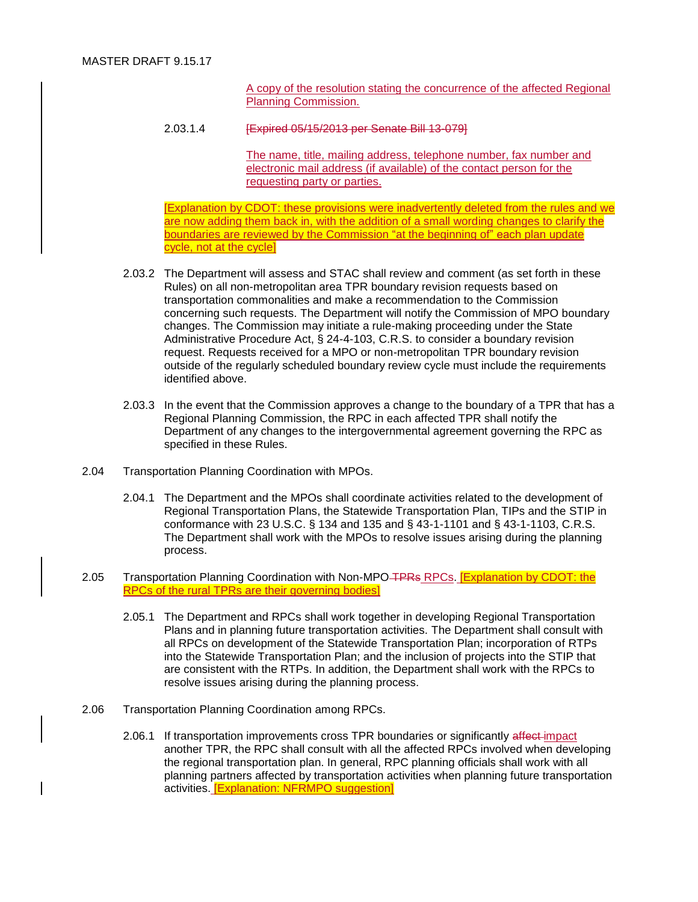A copy of the resolution stating the concurrence of the affected Regional Planning Commission.

2.03.1.4 ~~[Expired 05/15/2013 per Senate Bill 13-079]~~

The name, title, mailing address, telephone number, fax number and electronic mail address (if available) of the contact person for the requesting party or parties.

[Explanation by CDOT: these provisions were inadvertently deleted from the rules and we are now adding them back in, with the addition of a small wording changes to clarify the boundaries are reviewed by the Commission "at the beginning of" each plan update cycle, not at the cycle]

2.03.2 The Department will assess and STAC shall review and comment (as set forth in these Rules) on all non-metropolitan area TPR boundary revision requests based on transportation commonalities and make a recommendation to the Commission concerning such requests. The Department will notify the Commission of MPO boundary changes. The Commission may initiate a rule-making proceeding under the State Administrative Procedure Act, § 24-4-103, C.R.S. to consider a boundary revision request. Requests received for a MPO or non-metropolitan TPR boundary revision outside of the regularly scheduled boundary review cycle must include the requirements identified above.

2.03.3 In the event that the Commission approves a change to the boundary of a TPR that has a Regional Planning Commission, the RPC in each affected TPR shall notify the Department of any changes to the intergovernmental agreement governing the RPC as specified in these Rules.

2.04 Transportation Planning Coordination with MPOs.

2.04.1 The Department and the MPOs shall coordinate activities related to the development of Regional Transportation Plans, the Statewide Transportation Plan, TIPs and the STIP in conformance with 23 U.S.C. § 134 and 135 and § 43-1-1101 and § 43-1-1103, C.R.S. The Department shall work with the MPOs to resolve issues arising during the planning process.

2.05 Transportation Planning Coordination with Non-MPO ~~TPRs~~ RPCs. [Explanation by CDOT: the RPCs of the rural TPRs are their governing bodies]

2.05.1 The Department and RPCs shall work together in developing Regional Transportation Plans and in planning future transportation activities. The Department shall consult with all RPCs on development of the Statewide Transportation Plan; incorporation of RTPs into the Statewide Transportation Plan; and the inclusion of projects into the STIP that are consistent with the RTPs. In addition, the Department shall work with the RPCs to resolve issues arising during the planning process.

2.06 Transportation Planning Coordination among RPCs.

2.06.1 If transportation improvements cross TPR boundaries or significantly ~~affect~~ impact another TPR, the RPC shall consult with all the affected RPCs involved when developing the regional transportation plan. In general, RPC planning officials shall work with all planning partners affected by transportation activities when planning future transportation activities. [Explanation: NFRMPO suggestion]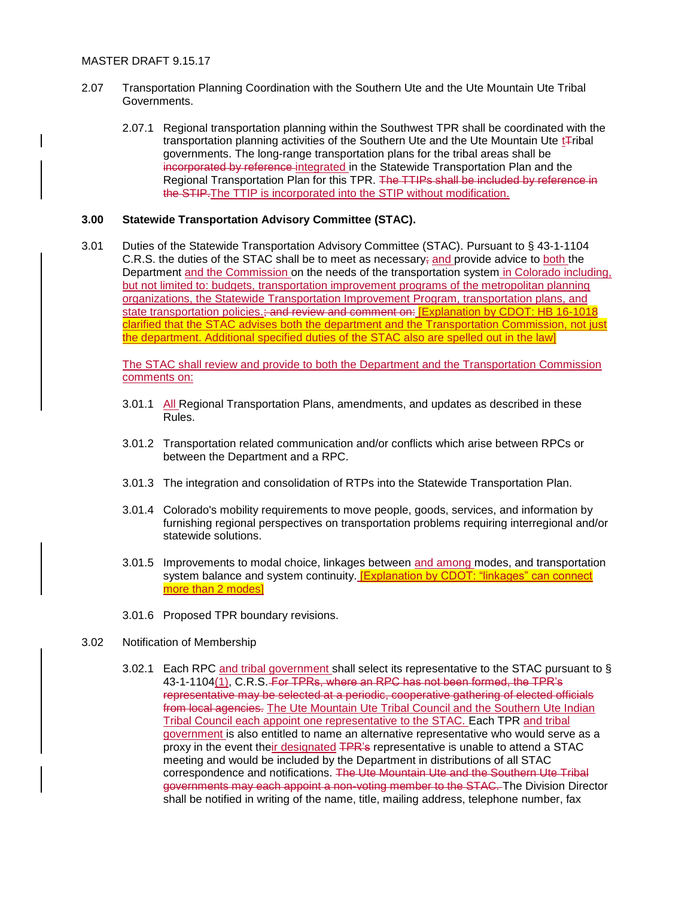2.07 Transportation Planning Coordination with the Southern Ute and the Ute Mountain Ute Tribal Governments.

2.07.1 Regional transportation planning within the Southwest TPR shall be coordinated with the transportation planning activities of the Southern Ute and the Ute Mountain Ute ~~T~~tribal governments. The long-range transportation plans for the tribal areas shall be ~~incorporated by reference~~ integrated in the Statewide Transportation Plan and the Regional Transportation Plan for this TPR. ~~The TTIPs shall be included by reference in the STIP.~~ The TTIP is incorporated into the STIP without modification.

**3.00 Statewide Transportation Advisory Committee (STAC).**

3.01 Duties of the Statewide Transportation Advisory Committee (STAC). Pursuant to § 43-1-1104 C.R.S. the duties of the STAC shall be to meet as necessary~~,~~ and provide advice to both the Department and the Commission on the needs of the transportation system in Colorado including, but not limited to: budgets, transportation improvement programs of the metropolitan planning organizations, the Statewide Transportation Improvement Program, transportation plans, and state transportation policies.~~; and review and comment on:~~ [Explanation by CDOT: HB 16-1018 clarified that the STAC advises both the department and the Transportation Commission, not just the department. Additional specified duties of the STAC also are spelled out in the law]

The STAC shall review and provide to both the Department and the Transportation Commission comments on:

3.01.1 All Regional Transportation Plans, amendments, and updates as described in these Rules.

3.01.2 Transportation related communication and/or conflicts which arise between RPCs or between the Department and a RPC.

3.01.3 The integration and consolidation of RTPs into the Statewide Transportation Plan.

3.01.4 Colorado's mobility requirements to move people, goods, services, and information by furnishing regional perspectives on transportation problems requiring interregional and/or statewide solutions.

3.01.5 Improvements to modal choice, linkages between and among modes, and transportation system balance and system continuity. [Explanation by CDOT: "linkages" can connect more than 2 modes]

3.01.6 Proposed TPR boundary revisions.

3.02 Notification of Membership

3.02.1 Each RPC and tribal government shall select its representative to the STAC pursuant to § 43-1-1104(1), C.R.S. ~~For TPRs, where an RPC has not been formed, the TPR's representative may be selected at a periodic, cooperative gathering of elected officials from local agencies.~~ The Ute Mountain Ute Tribal Council and the Southern Ute Indian Tribal Council each appoint one representative to the STAC. Each TPR and tribal government is also entitled to name an alternative representative who would serve as a proxy in the event their designated ~~TPR's~~ representative is unable to attend a STAC meeting and would be included by the Department in distributions of all STAC correspondence and notifications. ~~The Ute Mountain Ute and the Southern Ute Tribal governments may each appoint a non-voting member to the STAC.~~ The Division Director shall be notified in writing of the name, title, mailing address, telephone number, fax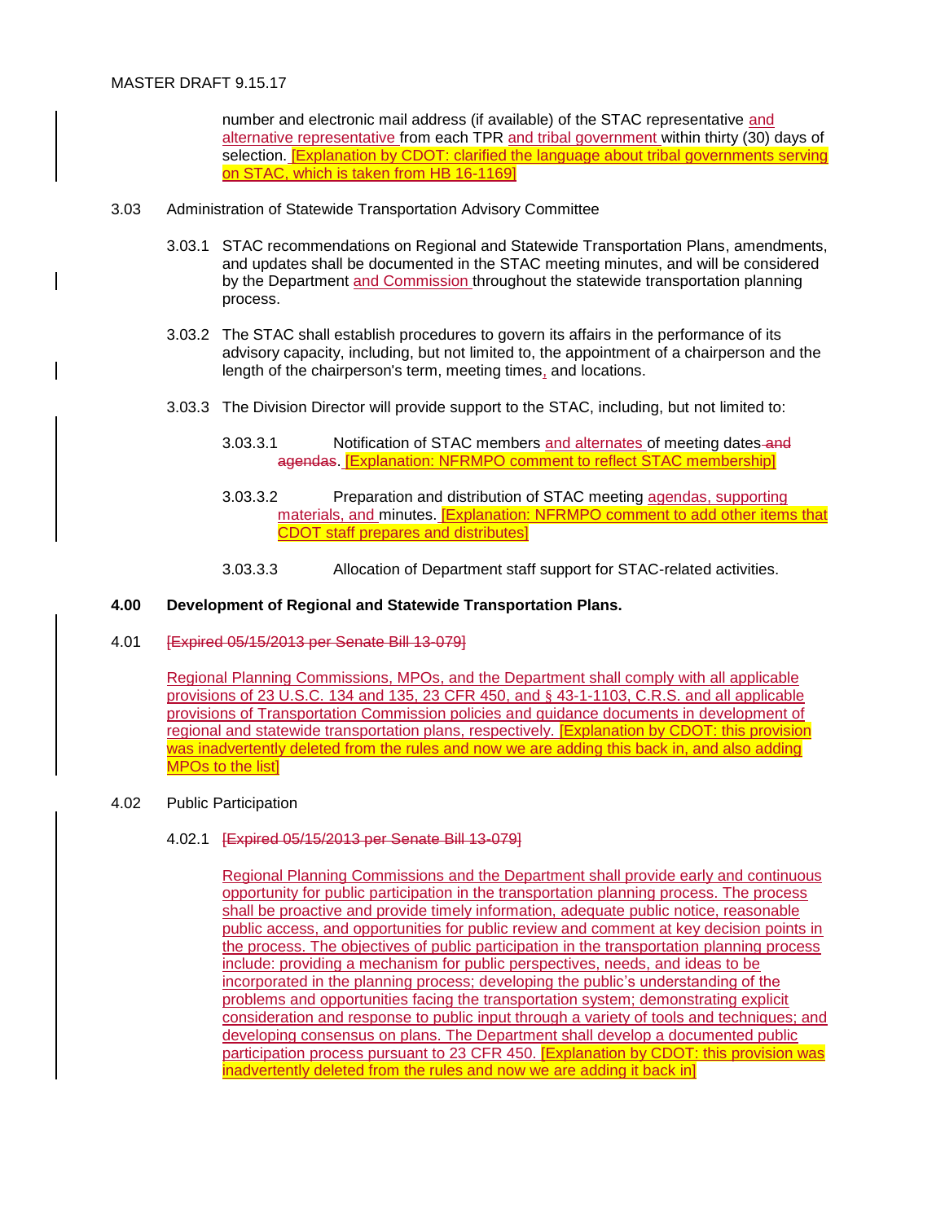number and electronic mail address (if available) of the STAC representative and alternative representative from each TPR and tribal government within thirty (30) days of selection. [Explanation by CDOT: clarified the language about tribal governments serving on STAC, which is taken from HB 16-1169]

3.03 Administration of Statewide Transportation Advisory Committee

3.03.1 STAC recommendations on Regional and Statewide Transportation Plans, amendments, and updates shall be documented in the STAC meeting minutes, and will be considered by the Department and Commission throughout the statewide transportation planning process.

3.03.2 The STAC shall establish procedures to govern its affairs in the performance of its advisory capacity, including, but not limited to, the appointment of a chairperson and the length of the chairperson's term, meeting times, and locations.

3.03.3 The Division Director will provide support to the STAC, including, but not limited to:

3.03.3.1 Notification of STAC members and alternates of meeting dates ~~and agendas~~. [Explanation: NFRMPO comment to reflect STAC membership]

3.03.3.2 Preparation and distribution of STAC meeting agendas, supporting materials, and minutes. [Explanation: NFRMPO comment to add other items that CDOT staff prepares and distributes]

3.03.3.3 Allocation of Department staff support for STAC-related activities.

**4.00 Development of Regional and Statewide Transportation Plans.**

4.01 ~~[Expired 05/15/2013 per Senate Bill 13-079]~~

Regional Planning Commissions, MPOs, and the Department shall comply with all applicable provisions of 23 U.S.C. 134 and 135, 23 CFR 450, and § 43-1-1103, C.R.S. and all applicable provisions of Transportation Commission policies and guidance documents in development of regional and statewide transportation plans, respectively. [Explanation by CDOT: this provision was inadvertently deleted from the rules and now we are adding this back in, and also adding MPOs to the list]

4.02 Public Participation

4.02.1 ~~[Expired 05/15/2013 per Senate Bill 13-079]~~

Regional Planning Commissions and the Department shall provide early and continuous opportunity for public participation in the transportation planning process. The process shall be proactive and provide timely information, adequate public notice, reasonable public access, and opportunities for public review and comment at key decision points in the process. The objectives of public participation in the transportation planning process include: providing a mechanism for public perspectives, needs, and ideas to be incorporated in the planning process; developing the public's understanding of the problems and opportunities facing the transportation system; demonstrating explicit consideration and response to public input through a variety of tools and techniques; and developing consensus on plans. The Department shall develop a documented public participation process pursuant to 23 CFR 450. [Explanation by CDOT: this provision was inadvertently deleted from the rules and now we are adding it back in]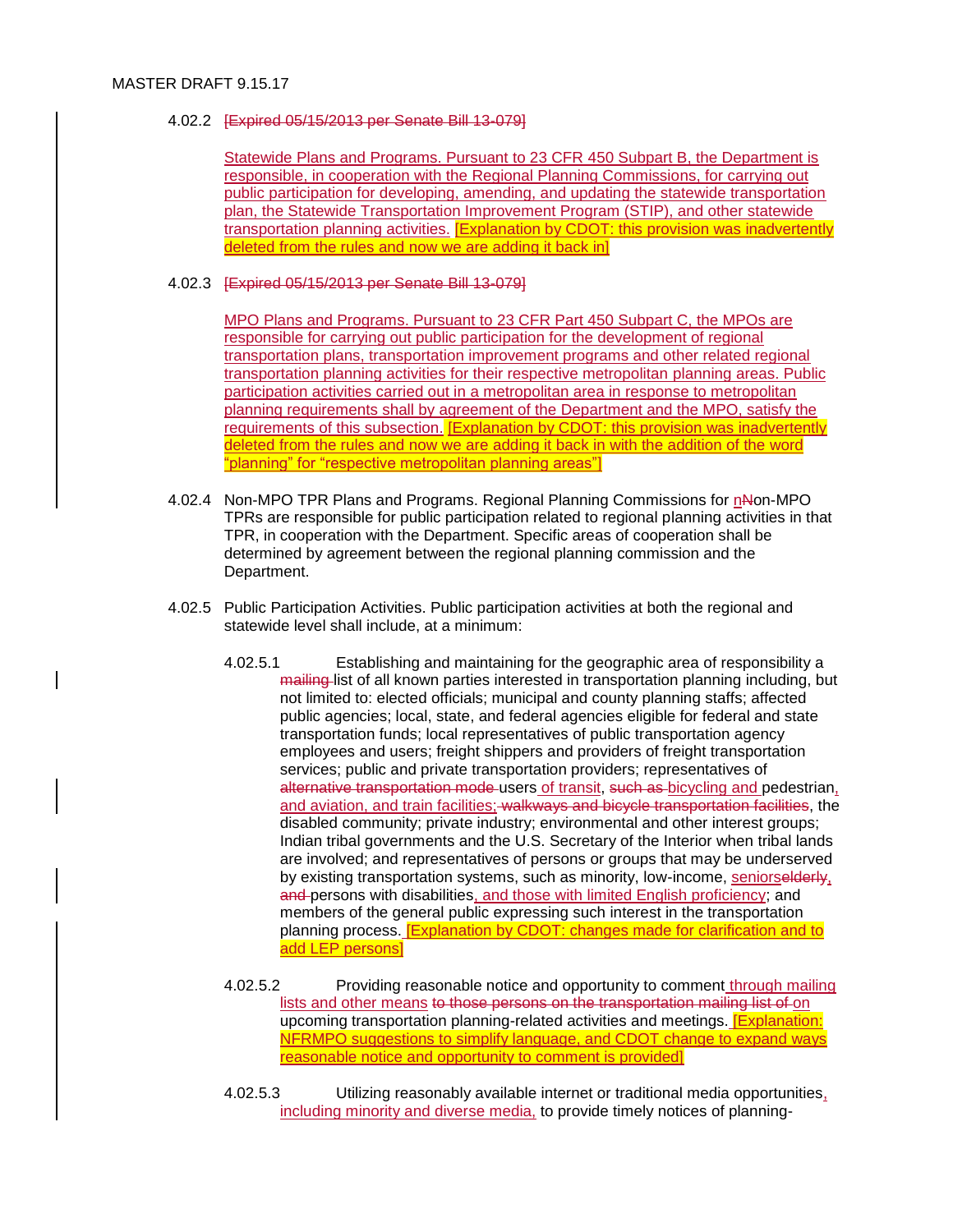4.02.2 [Expired 05/15/2013 per Senate Bill 13-079]

Statewide Plans and Programs. Pursuant to 23 CFR 450 Subpart B, the Department is responsible, in cooperation with the Regional Planning Commissions, for carrying out public participation for developing, amending, and updating the statewide transportation plan, the Statewide Transportation Improvement Program (STIP), and other statewide transportation planning activities. [Explanation by CDOT: this provision was inadvertently deleted from the rules and now we are adding it back in]

4.02.3 [Expired 05/15/2013 per Senate Bill 13-079]

MPO Plans and Programs. Pursuant to 23 CFR Part 450 Subpart C, the MPOs are responsible for carrying out public participation for the development of regional transportation plans, transportation improvement programs and other related regional transportation planning activities for their respective metropolitan planning areas. Public participation activities carried out in a metropolitan area in response to metropolitan planning requirements shall by agreement of the Department and the MPO, satisfy the requirements of this subsection. [Explanation by CDOT: this provision was inadvertently deleted from the rules and now we are adding it back in with the addition of the word "planning" for "respective metropolitan planning areas"]

4.02.4 Non-MPO TPR Plans and Programs. Regional Planning Commissions for nNon-MPO TPRs are responsible for public participation related to regional planning activities in that TPR, in cooperation with the Department. Specific areas of cooperation shall be determined by agreement between the regional planning commission and the Department.

4.02.5 Public Participation Activities. Public participation activities at both the regional and statewide level shall include, at a minimum:

4.02.5.1 Establishing and maintaining for the geographic area of responsibility a mailing list of all known parties interested in transportation planning including, but not limited to: elected officials; municipal and county planning staffs; affected public agencies; local, state, and federal agencies eligible for federal and state transportation funds; local representatives of public transportation agency employees and users; freight shippers and providers of freight transportation services; public and private transportation providers; representatives of alternative transportation mode users of transit, such as bicycling and pedestrian, and aviation, and train facilities; walkways and bicycle transportation facilities, the disabled community; private industry; environmental and other interest groups; Indian tribal governments and the U.S. Secretary of the Interior when tribal lands are involved; and representatives of persons or groups that may be underserved by existing transportation systems, such as minority, low-income, seniorselderly, and persons with disabilities, and those with limited English proficiency; and members of the general public expressing such interest in the transportation planning process. [Explanation by CDOT: changes made for clarification and to add LEP persons]

4.02.5.2 Providing reasonable notice and opportunity to comment through mailing lists and other means to those persons on the transportation mailing list of on upcoming transportation planning-related activities and meetings. [Explanation: NFRMPO suggestions to simplify language, and CDOT change to expand ways reasonable notice and opportunity to comment is provided]

4.02.5.3 Utilizing reasonably available internet or traditional media opportunities, including minority and diverse media, to provide timely notices of planning-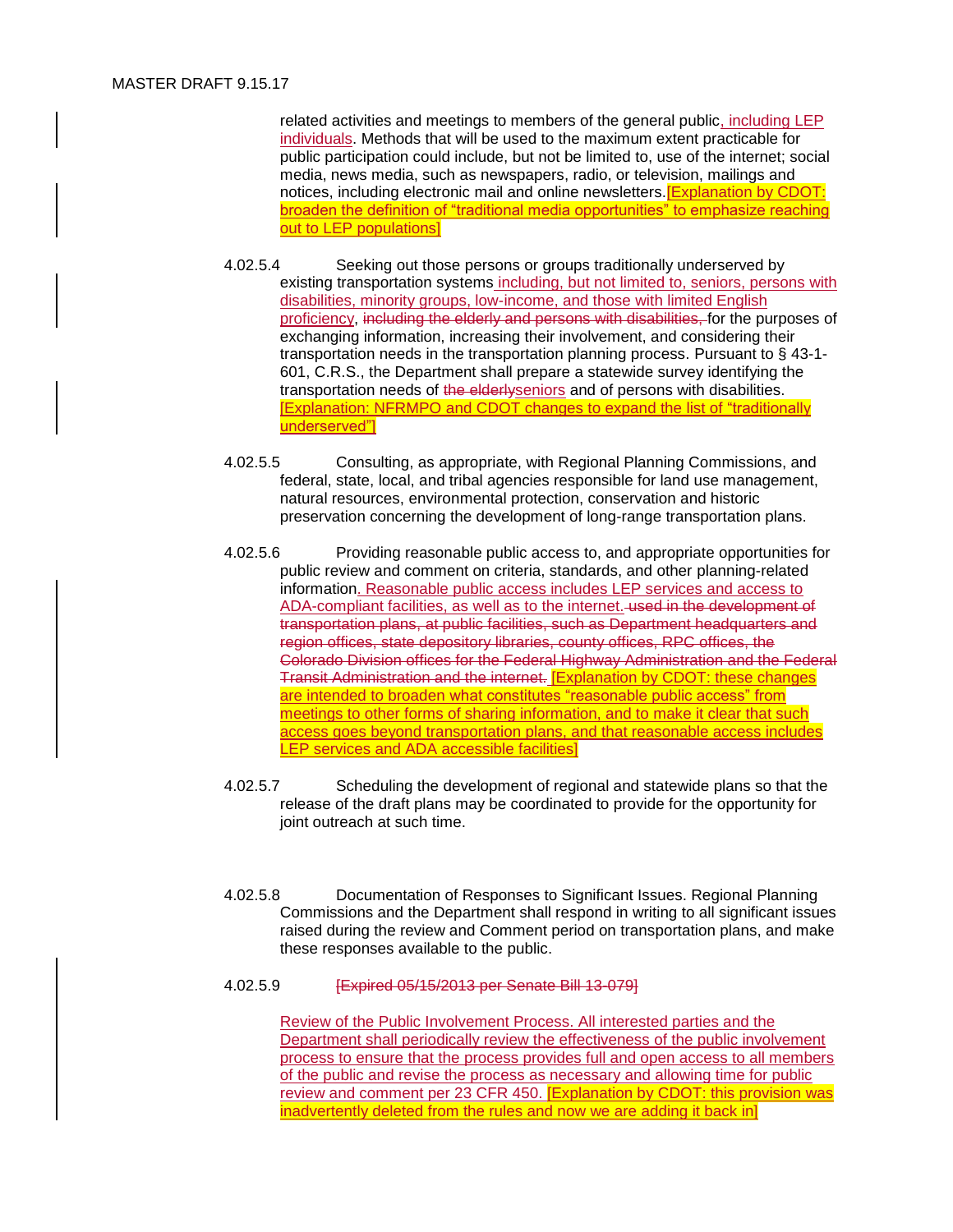related activities and meetings to members of the general public, including LEP individuals. Methods that will be used to the maximum extent practicable for public participation could include, but not be limited to, use of the internet; social media, news media, such as newspapers, radio, or television, mailings and notices, including electronic mail and online newsletters. [Explanation by CDOT: broaden the definition of "traditional media opportunities" to emphasize reaching out to LEP populations]

4.02.5.4 Seeking out those persons or groups traditionally underserved by existing transportation systems including, but not limited to, seniors, persons with disabilities, minority groups, low-income, and those with limited English proficiency, ~~including the elderly and persons with disabilities,~~ for the purposes of exchanging information, increasing their involvement, and considering their transportation needs in the transportation planning process. Pursuant to § 43-1-601, C.R.S., the Department shall prepare a statewide survey identifying the transportation needs of ~~the elderly~~seniors and of persons with disabilities. [Explanation: NFRMPO and CDOT changes to expand the list of "traditionally underserved"]

4.02.5.5 Consulting, as appropriate, with Regional Planning Commissions, and federal, state, local, and tribal agencies responsible for land use management, natural resources, environmental protection, conservation and historic preservation concerning the development of long-range transportation plans.

4.02.5.6 Providing reasonable public access to, and appropriate opportunities for public review and comment on criteria, standards, and other planning-related information. Reasonable public access includes LEP services and access to ADA-compliant facilities, as well as to the internet. ~~used in the development of transportation plans, at public facilities, such as Department headquarters and region offices, state depository libraries, county offices, RPC offices, the Colorado Division offices for the Federal Highway Administration and the Federal Transit Administration and the internet.~~ [Explanation by CDOT: these changes are intended to broaden what constitutes "reasonable public access" from meetings to other forms of sharing information, and to make it clear that such access goes beyond transportation plans, and that reasonable access includes LEP services and ADA accessible facilities]

4.02.5.7 Scheduling the development of regional and statewide plans so that the release of the draft plans may be coordinated to provide for the opportunity for joint outreach at such time.

4.02.5.8 Documentation of Responses to Significant Issues. Regional Planning Commissions and the Department shall respond in writing to all significant issues raised during the review and Comment period on transportation plans, and make these responses available to the public.

4.02.5.9 ~~[Expired 05/15/2013 per Senate Bill 13-079]~~

Review of the Public Involvement Process. All interested parties and the Department shall periodically review the effectiveness of the public involvement process to ensure that the process provides full and open access to all members of the public and revise the process as necessary and allowing time for public review and comment per 23 CFR 450. [Explanation by CDOT: this provision was inadvertently deleted from the rules and now we are adding it back in]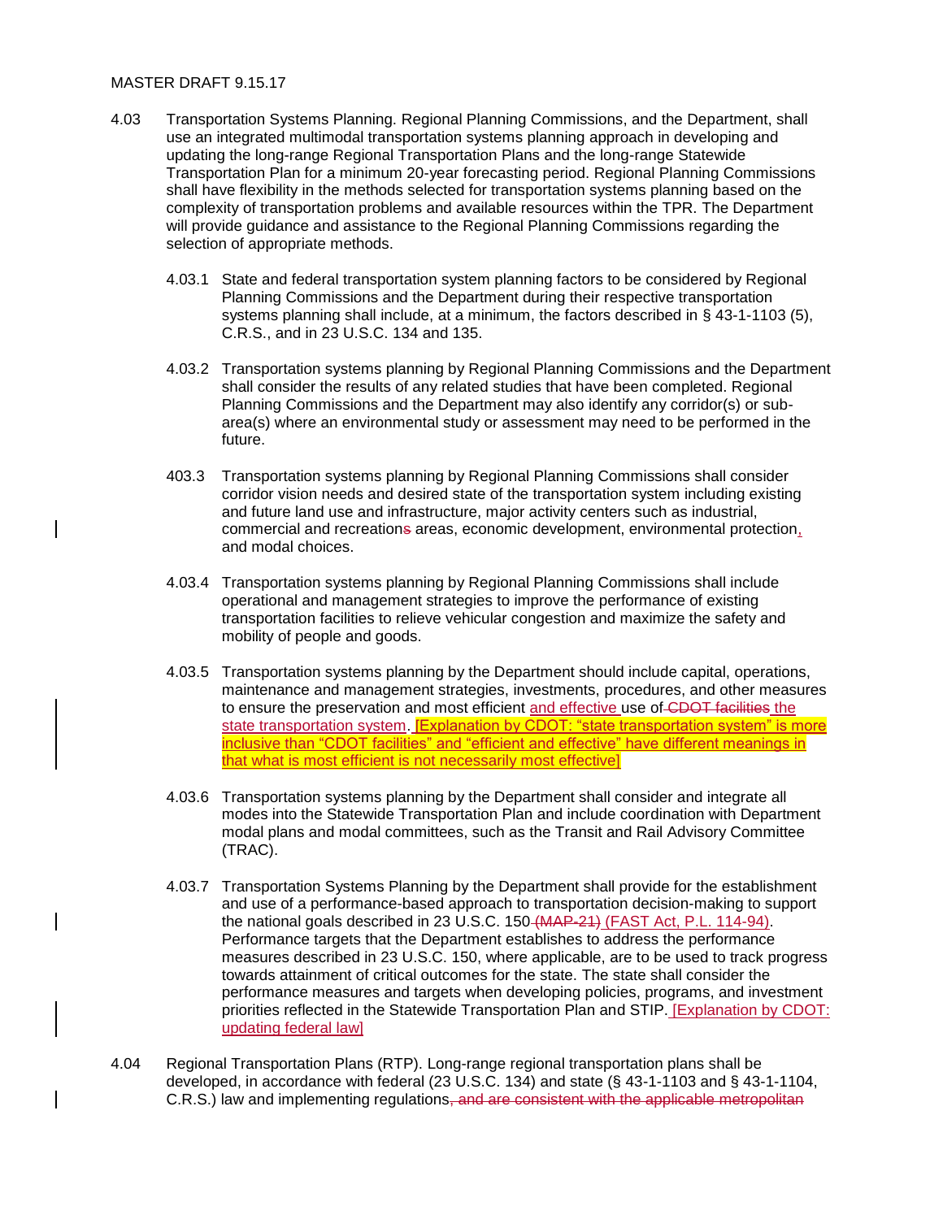MASTER DRAFT 9.15.17

4.03 Transportation Systems Planning. Regional Planning Commissions, and the Department, shall use an integrated multimodal transportation systems planning approach in developing and updating the long-range Regional Transportation Plans and the long-range Statewide Transportation Plan for a minimum 20-year forecasting period. Regional Planning Commissions shall have flexibility in the methods selected for transportation systems planning based on the complexity of transportation problems and available resources within the TPR. The Department will provide guidance and assistance to the Regional Planning Commissions regarding the selection of appropriate methods.

4.03.1 State and federal transportation system planning factors to be considered by Regional Planning Commissions and the Department during their respective transportation systems planning shall include, at a minimum, the factors described in § 43-1-1103 (5), C.R.S., and in 23 U.S.C. 134 and 135.

4.03.2 Transportation systems planning by Regional Planning Commissions and the Department shall consider the results of any related studies that have been completed. Regional Planning Commissions and the Department may also identify any corridor(s) or sub-area(s) where an environmental study or assessment may need to be performed in the future.

403.3 Transportation systems planning by Regional Planning Commissions shall consider corridor vision needs and desired state of the transportation system including existing and future land use and infrastructure, major activity centers such as industrial, commercial and recreations areas, economic development, environmental protection, and modal choices.

4.03.4 Transportation systems planning by Regional Planning Commissions shall include operational and management strategies to improve the performance of existing transportation facilities to relieve vehicular congestion and maximize the safety and mobility of people and goods.

4.03.5 Transportation systems planning by the Department should include capital, operations, maintenance and management strategies, investments, procedures, and other measures to ensure the preservation and most efficient and effective use of ~~CDOT facilities~~ the state transportation system. [Explanation by CDOT: "state transportation system" is more inclusive than "CDOT facilities" and "efficient and effective" have different meanings in that what is most efficient is not necessarily most effective]

4.03.6 Transportation systems planning by the Department shall consider and integrate all modes into the Statewide Transportation Plan and include coordination with Department modal plans and modal committees, such as the Transit and Rail Advisory Committee (TRAC).

4.03.7 Transportation Systems Planning by the Department shall provide for the establishment and use of a performance-based approach to transportation decision-making to support the national goals described in 23 U.S.C. 150 ~~(MAP-21)~~ (FAST Act, P.L. 114-94). Performance targets that the Department establishes to address the performance measures described in 23 U.S.C. 150, where applicable, are to be used to track progress towards attainment of critical outcomes for the state. The state shall consider the performance measures and targets when developing policies, programs, and investment priorities reflected in the Statewide Transportation Plan and STIP. [Explanation by CDOT: updating federal law]

4.04 Regional Transportation Plans (RTP). Long-range regional transportation plans shall be developed, in accordance with federal (23 U.S.C. 134) and state (§ 43-1-1103 and § 43-1-1104, C.R.S.) law and implementing regulations~~, and are consistent with the applicable metropolitan~~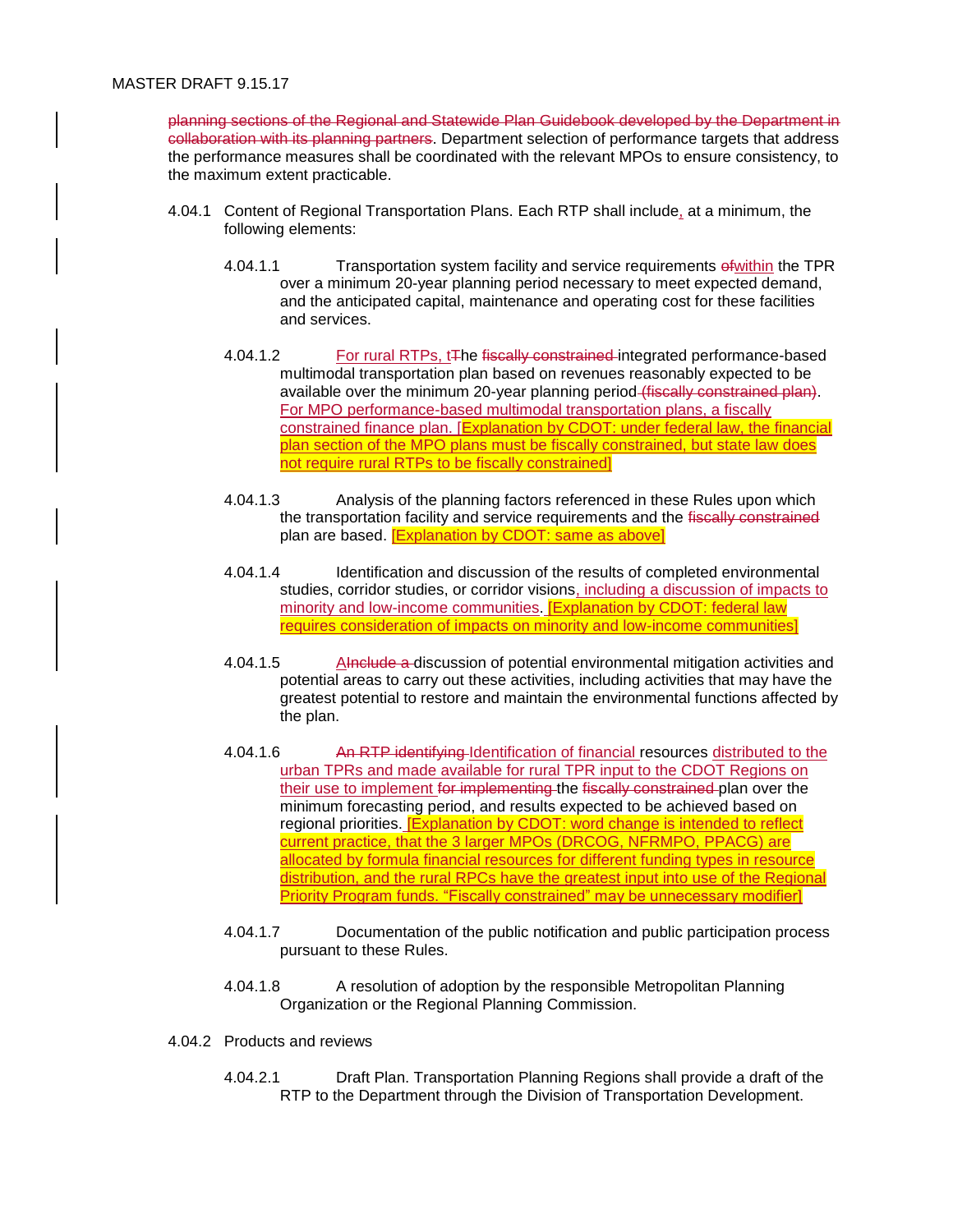~~planning sections of the Regional and Statewide Plan Guidebook developed by the Department in collaboration with its planning partners~~. Department selection of performance targets that address the performance measures shall be coordinated with the relevant MPOs to ensure consistency, to the maximum extent practicable.

4.04.1 Content of Regional Transportation Plans. Each RTP shall include, at a minimum, the following elements:

4.04.1.1 Transportation system facility and service requirements ~~of~~within the TPR over a minimum 20-year planning period necessary to meet expected demand, and the anticipated capital, maintenance and operating cost for these facilities and services.

4.04.1.2 For rural RTPs, t~~T~~he ~~fiscally constrained~~ integrated performance-based multimodal transportation plan based on revenues reasonably expected to be available over the minimum 20-year planning period ~~(fiscally constrained plan)~~. For MPO performance-based multimodal transportation plans, a fiscally constrained finance plan. [Explanation by CDOT: under federal law, the financial plan section of the MPO plans must be fiscally constrained, but state law does not require rural RTPs to be fiscally constrained]

4.04.1.3 Analysis of the planning factors referenced in these Rules upon which the transportation facility and service requirements and the ~~fiscally constrained~~ plan are based. [Explanation by CDOT: same as above]

4.04.1.4 Identification and discussion of the results of completed environmental studies, corridor studies, or corridor visions, including a discussion of impacts to minority and low-income communities. [Explanation by CDOT: federal law requires consideration of impacts on minority and low-income communities]

4.04.1.5 A~~Include a~~ discussion of potential environmental mitigation activities and potential areas to carry out these activities, including activities that may have the greatest potential to restore and maintain the environmental functions affected by the plan.

4.04.1.6 ~~An RTP identifying~~ Identification of financial resources distributed to the urban TPRs and made available for rural TPR input to the CDOT Regions on their use to implement ~~for implementing~~ the ~~fiscally constrained~~ plan over the minimum forecasting period, and results expected to be achieved based on regional priorities. [Explanation by CDOT: word change is intended to reflect current practice, that the 3 larger MPOs (DRCOG, NFRMPO, PPACG) are allocated by formula financial resources for different funding types in resource distribution, and the rural RPCs have the greatest input into use of the Regional Priority Program funds. "Fiscally constrained" may be unnecessary modifier]

4.04.1.7 Documentation of the public notification and public participation process pursuant to these Rules.

4.04.1.8 A resolution of adoption by the responsible Metropolitan Planning Organization or the Regional Planning Commission.

4.04.2 Products and reviews

4.04.2.1 Draft Plan. Transportation Planning Regions shall provide a draft of the RTP to the Department through the Division of Transportation Development.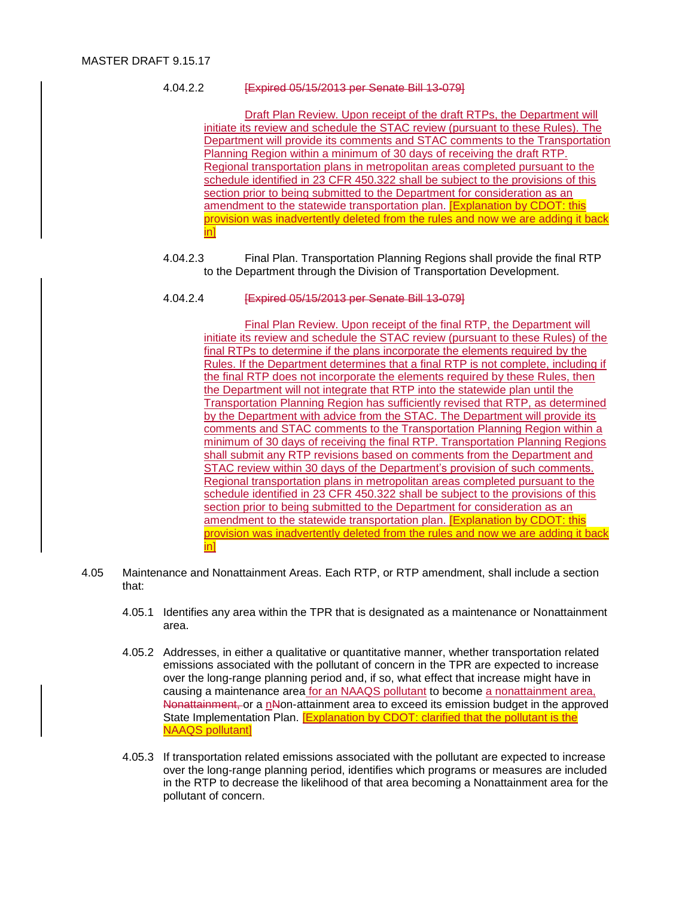4.04.2.2 ~~[Expired 05/15/2013 per Senate Bill 13-079]~~

Draft Plan Review. Upon receipt of the draft RTPs, the Department will initiate its review and schedule the STAC review (pursuant to these Rules). The Department will provide its comments and STAC comments to the Transportation Planning Region within a minimum of 30 days of receiving the draft RTP. Regional transportation plans in metropolitan areas completed pursuant to the schedule identified in 23 CFR 450.322 shall be subject to the provisions of this section prior to being submitted to the Department for consideration as an amendment to the statewide transportation plan. [Explanation by CDOT: this provision was inadvertently deleted from the rules and now we are adding it back in]

4.04.2.3 Final Plan. Transportation Planning Regions shall provide the final RTP to the Department through the Division of Transportation Development.

4.04.2.4 ~~[Expired 05/15/2013 per Senate Bill 13-079]~~

Final Plan Review. Upon receipt of the final RTP, the Department will initiate its review and schedule the STAC review (pursuant to these Rules) of the final RTPs to determine if the plans incorporate the elements required by the Rules. If the Department determines that a final RTP is not complete, including if the final RTP does not incorporate the elements required by these Rules, then the Department will not integrate that RTP into the statewide plan until the Transportation Planning Region has sufficiently revised that RTP, as determined by the Department with advice from the STAC. The Department will provide its comments and STAC comments to the Transportation Planning Region within a minimum of 30 days of receiving the final RTP. Transportation Planning Regions shall submit any RTP revisions based on comments from the Department and STAC review within 30 days of the Department's provision of such comments. Regional transportation plans in metropolitan areas completed pursuant to the schedule identified in 23 CFR 450.322 shall be subject to the provisions of this section prior to being submitted to the Department for consideration as an amendment to the statewide transportation plan. [Explanation by CDOT: this provision was inadvertently deleted from the rules and now we are adding it back in]

4.05 Maintenance and Nonattainment Areas. Each RTP, or RTP amendment, shall include a section that:

4.05.1 Identifies any area within the TPR that is designated as a maintenance or Nonattainment area.

4.05.2 Addresses, in either a qualitative or quantitative manner, whether transportation related emissions associated with the pollutant of concern in the TPR are expected to increase over the long-range planning period and, if so, what effect that increase might have in causing a maintenance area for an NAAQS pollutant to become a nonattainment area, ~~Nonattainment,~~ or a n~~N~~on-attainment area to exceed its emission budget in the approved State Implementation Plan. [Explanation by CDOT: clarified that the pollutant is the NAAQS pollutant]

4.05.3 If transportation related emissions associated with the pollutant are expected to increase over the long-range planning period, identifies which programs or measures are included in the RTP to decrease the likelihood of that area becoming a Nonattainment area for the pollutant of concern.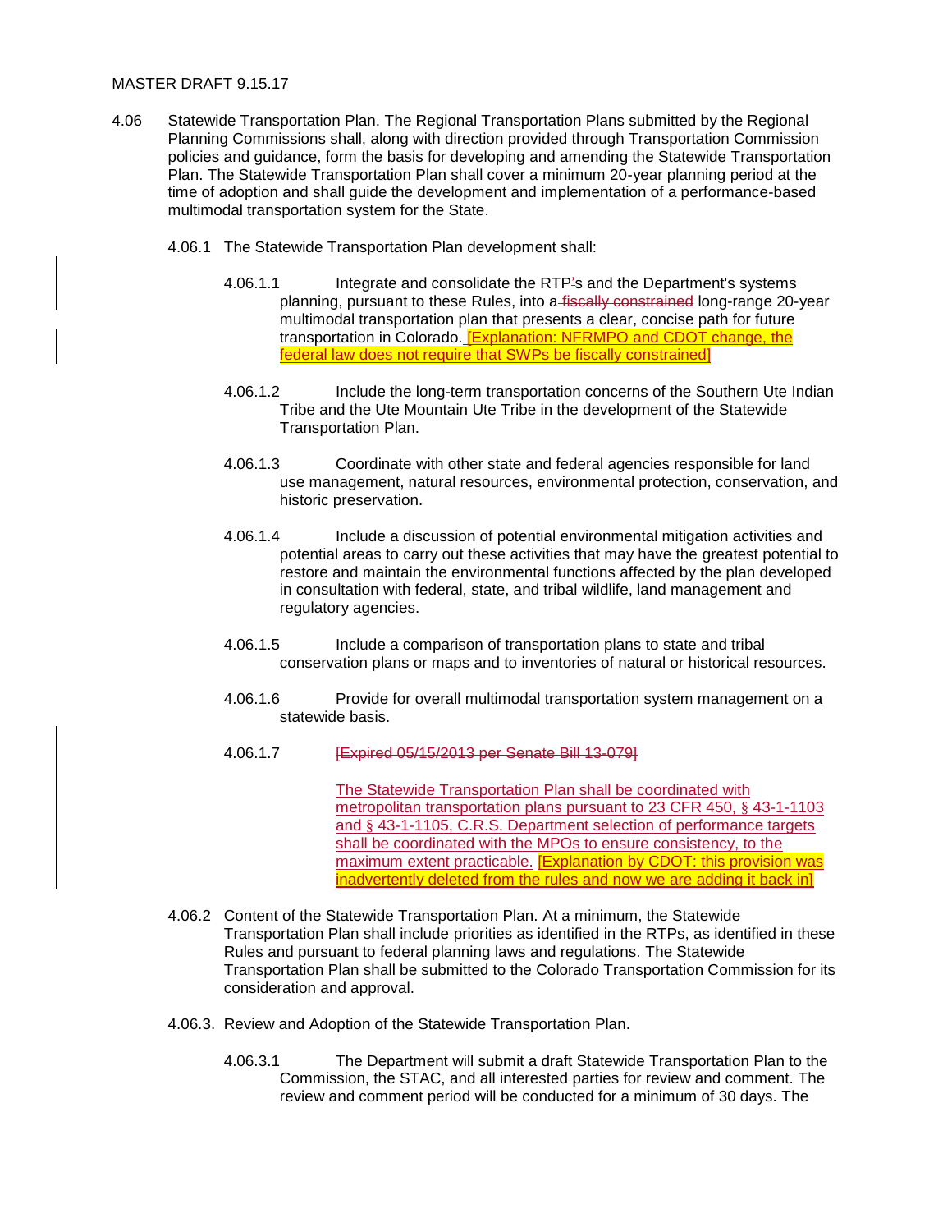MASTER DRAFT 9.15.17

4.06 Statewide Transportation Plan. The Regional Transportation Plans submitted by the Regional Planning Commissions shall, along with direction provided through Transportation Commission policies and guidance, form the basis for developing and amending the Statewide Transportation Plan. The Statewide Transportation Plan shall cover a minimum 20-year planning period at the time of adoption and shall guide the development and implementation of a performance-based multimodal transportation system for the State.

4.06.1 The Statewide Transportation Plan development shall:

4.06.1.1 Integrate and consolidate the RTP's and the Department's systems planning, pursuant to these Rules, into a ~~fiscally constrained~~ long-range 20-year multimodal transportation plan that presents a clear, concise path for future transportation in Colorado. [Explanation: NFRMPO and CDOT change, the federal law does not require that SWPs be fiscally constrained]

4.06.1.2 Include the long-term transportation concerns of the Southern Ute Indian Tribe and the Ute Mountain Ute Tribe in the development of the Statewide Transportation Plan.

4.06.1.3 Coordinate with other state and federal agencies responsible for land use management, natural resources, environmental protection, conservation, and historic preservation.

4.06.1.4 Include a discussion of potential environmental mitigation activities and potential areas to carry out these activities that may have the greatest potential to restore and maintain the environmental functions affected by the plan developed in consultation with federal, state, and tribal wildlife, land management and regulatory agencies.

4.06.1.5 Include a comparison of transportation plans to state and tribal conservation plans or maps and to inventories of natural or historical resources.

4.06.1.6 Provide for overall multimodal transportation system management on a statewide basis.

4.06.1.7 ~~[Expired 05/15/2013 per Senate Bill 13-079]~~

The Statewide Transportation Plan shall be coordinated with metropolitan transportation plans pursuant to 23 CFR 450, § 43-1-1103 and § 43-1-1105, C.R.S. Department selection of performance targets shall be coordinated with the MPOs to ensure consistency, to the maximum extent practicable. [Explanation by CDOT: this provision was inadvertently deleted from the rules and now we are adding it back in]

4.06.2 Content of the Statewide Transportation Plan. At a minimum, the Statewide Transportation Plan shall include priorities as identified in the RTPs, as identified in these Rules and pursuant to federal planning laws and regulations. The Statewide Transportation Plan shall be submitted to the Colorado Transportation Commission for its consideration and approval.

4.06.3. Review and Adoption of the Statewide Transportation Plan.

4.06.3.1 The Department will submit a draft Statewide Transportation Plan to the Commission, the STAC, and all interested parties for review and comment. The review and comment period will be conducted for a minimum of 30 days. The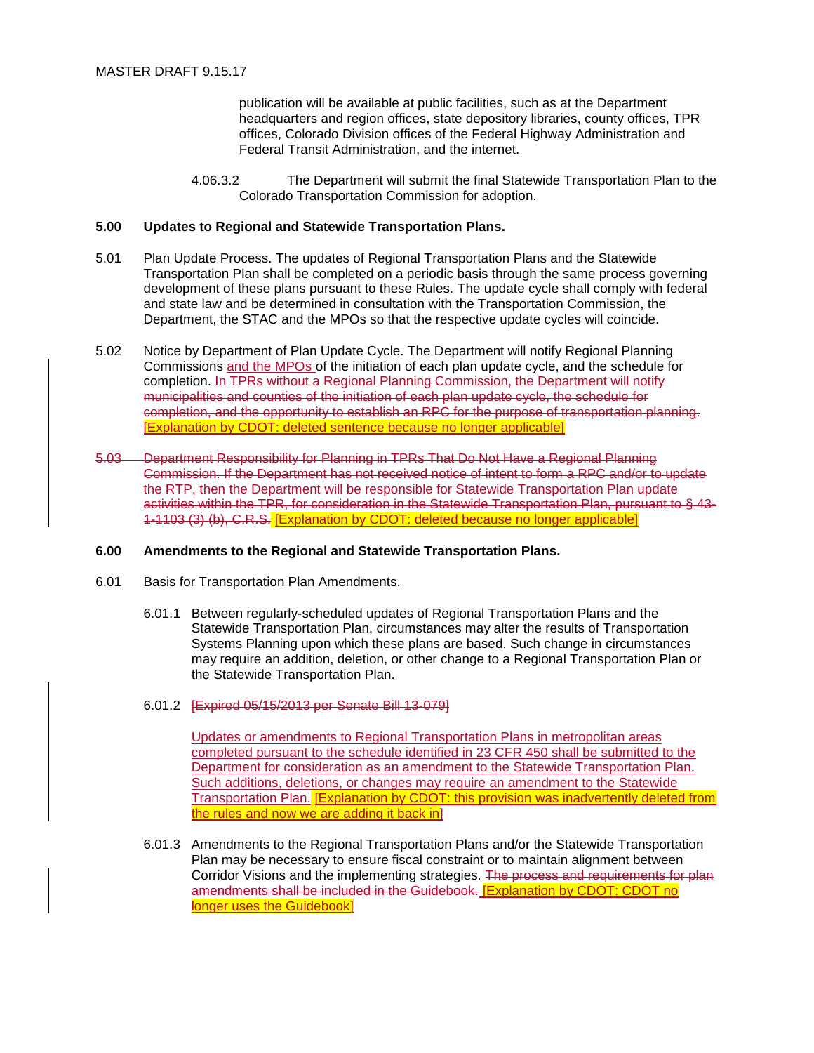publication will be available at public facilities, such as at the Department headquarters and region offices, state depository libraries, county offices, TPR offices, Colorado Division offices of the Federal Highway Administration and Federal Transit Administration, and the internet.

4.06.3.2 The Department will submit the final Statewide Transportation Plan to the Colorado Transportation Commission for adoption.

**5.00 Updates to Regional and Statewide Transportation Plans.**

5.01 Plan Update Process. The updates of Regional Transportation Plans and the Statewide Transportation Plan shall be completed on a periodic basis through the same process governing development of these plans pursuant to these Rules. The update cycle shall comply with federal and state law and be determined in consultation with the Transportation Commission, the Department, the STAC and the MPOs so that the respective update cycles will coincide.

5.02 Notice by Department of Plan Update Cycle. The Department will notify Regional Planning Commissions <u>and the MPOs</u> of the initiation of each plan update cycle, and the schedule for completion. ~~In TPRs without a Regional Planning Commission, the Department will notify municipalities and counties of the initiation of each plan update cycle, the schedule for completion, and the opportunity to establish an RPC for the purpose of transportation planning.~~ <u>[Explanation by CDOT: deleted sentence because no longer applicable]</u>

~~5.03 Department Responsibility for Planning in TPRs That Do Not Have a Regional Planning Commission. If the Department has not received notice of intent to form a RPC and/or to update the RTP, then the Department will be responsible for Statewide Transportation Plan update activities within the TPR, for consideration in the Statewide Transportation Plan, pursuant to § 43-1-1103 (3) (b), C.R.S.~~ [Explanation by CDOT: deleted because no longer applicable]

**6.00 Amendments to the Regional and Statewide Transportation Plans.**

6.01 Basis for Transportation Plan Amendments.

6.01.1 Between regularly-scheduled updates of Regional Transportation Plans and the Statewide Transportation Plan, circumstances may alter the results of Transportation Systems Planning upon which these plans are based. Such change in circumstances may require an addition, deletion, or other change to a Regional Transportation Plan or the Statewide Transportation Plan.

6.01.2 ~~[Expired 05/15/2013 per Senate Bill 13-079]~~

<u>Updates or amendments to Regional Transportation Plans in metropolitan areas completed pursuant to the schedule identified in 23 CFR 450 shall be submitted to the Department for consideration as an amendment to the Statewide Transportation Plan. Such additions, deletions, or changes may require an amendment to the Statewide Transportation Plan.</u> <u>[Explanation by CDOT: this provision was inadvertently deleted from the rules and now we are adding it back in]</u>

6.01.3 Amendments to the Regional Transportation Plans and/or the Statewide Transportation Plan may be necessary to ensure fiscal constraint or to maintain alignment between Corridor Visions and the implementing strategies. ~~The process and requirements for plan amendments shall be included in the Guidebook.~~ <u>[Explanation by CDOT: CDOT no longer uses the Guidebook]</u>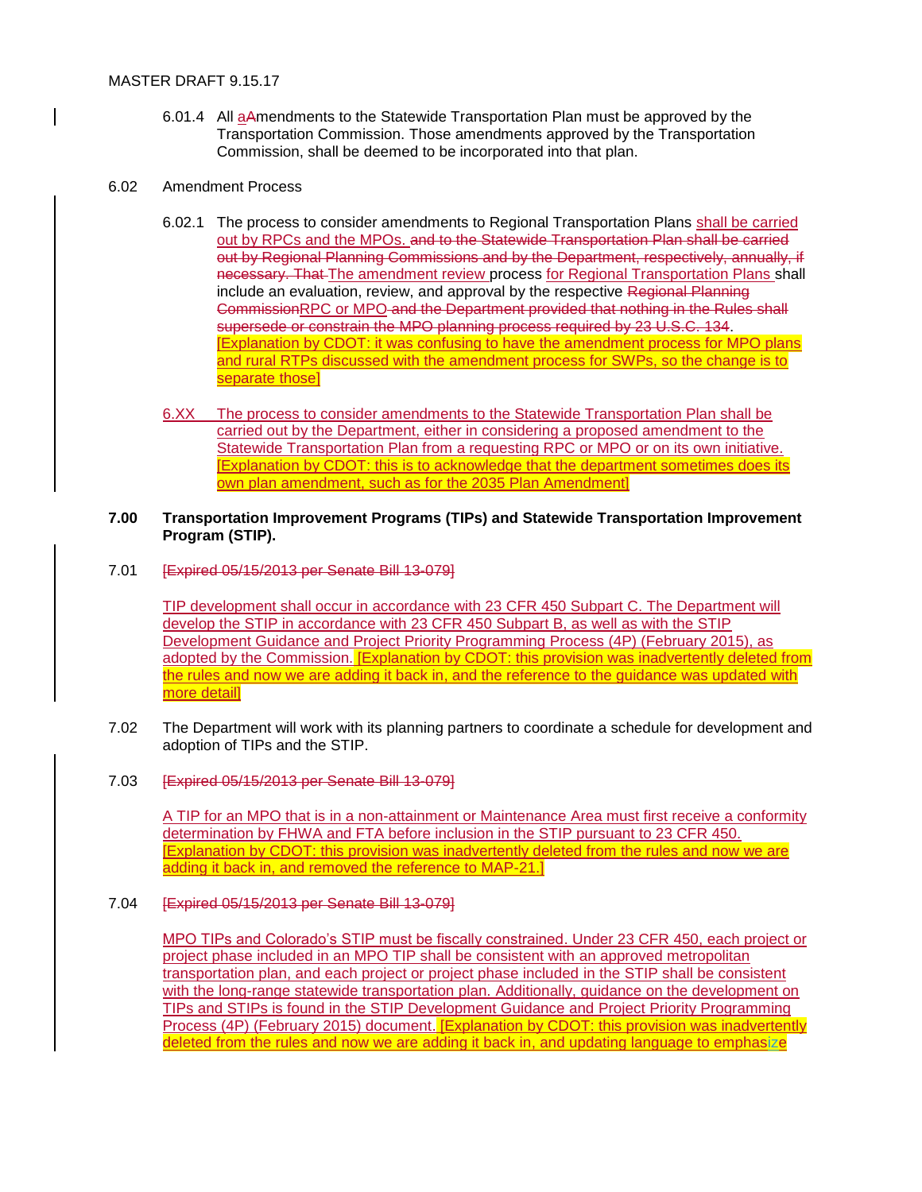6.01.4 All aAmendments to the Statewide Transportation Plan must be approved by the Transportation Commission. Those amendments approved by the Transportation Commission, shall be deemed to be incorporated into that plan.

6.02 Amendment Process

6.02.1 The process to consider amendments to Regional Transportation Plans shall be carried out by RPCs and the MPOs. ~~and to the Statewide Transportation Plan shall be carried out by Regional Planning Commissions and by the Department, respectively, annually, if necessary. That~~ The amendment review process for Regional Transportation Plans shall include an evaluation, review, and approval by the respective ~~Regional Planning Commission~~RPC or MPO ~~and the Department provided that nothing in the Rules shall supersede or constrain the MPO planning process required by 23 U.S.C. 134~~. [Explanation by CDOT: it was confusing to have the amendment process for MPO plans and rural RTPs discussed with the amendment process for SWPs, so the change is to separate those]

6.XX The process to consider amendments to the Statewide Transportation Plan shall be carried out by the Department, either in considering a proposed amendment to the Statewide Transportation Plan from a requesting RPC or MPO or on its own initiative. [Explanation by CDOT: this is to acknowledge that the department sometimes does its own plan amendment, such as for the 2035 Plan Amendment]

**7.00 Transportation Improvement Programs (TIPs) and Statewide Transportation Improvement Program (STIP).**

7.01 ~~[Expired 05/15/2013 per Senate Bill 13-079]~~

TIP development shall occur in accordance with 23 CFR 450 Subpart C. The Department will develop the STIP in accordance with 23 CFR 450 Subpart B, as well as with the STIP Development Guidance and Project Priority Programming Process (4P) (February 2015), as adopted by the Commission. [Explanation by CDOT: this provision was inadvertently deleted from the rules and now we are adding it back in, and the reference to the guidance was updated with more detail]

7.02 The Department will work with its planning partners to coordinate a schedule for development and adoption of TIPs and the STIP.

7.03 ~~[Expired 05/15/2013 per Senate Bill 13-079]~~

A TIP for an MPO that is in a non-attainment or Maintenance Area must first receive a conformity determination by FHWA and FTA before inclusion in the STIP pursuant to 23 CFR 450. [Explanation by CDOT: this provision was inadvertently deleted from the rules and now we are adding it back in, and removed the reference to MAP-21.]

7.04 ~~[Expired 05/15/2013 per Senate Bill 13-079]~~

MPO TIPs and Colorado's STIP must be fiscally constrained. Under 23 CFR 450, each project or project phase included in an MPO TIP shall be consistent with an approved metropolitan transportation plan, and each project or project phase included in the STIP shall be consistent with the long-range statewide transportation plan. Additionally, guidance on the development on TIPs and STIPs is found in the STIP Development Guidance and Project Priority Programming Process (4P) (February 2015) document. [Explanation by CDOT: this provision was inadvertently deleted from the rules and now we are adding it back in, and updating language to emphasize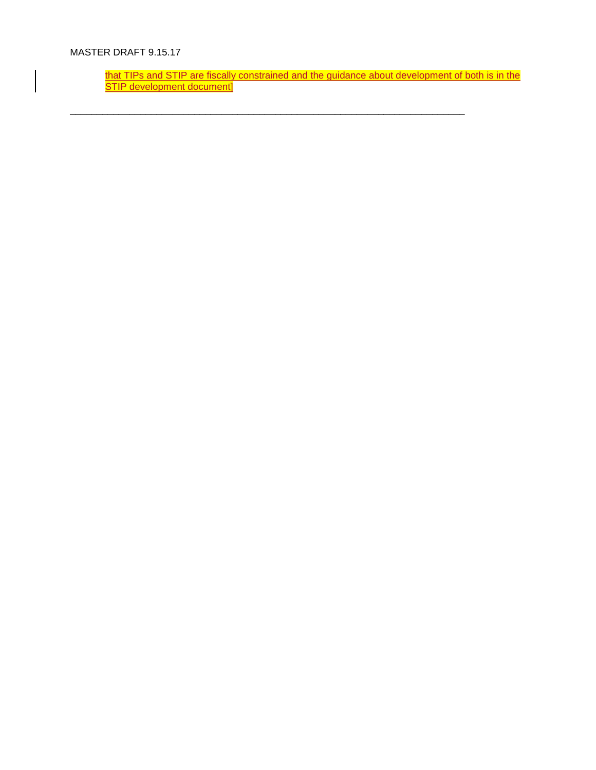that TIPs and STIP are fiscally constrained and the guidance about development of both is in the STIP development document]

---